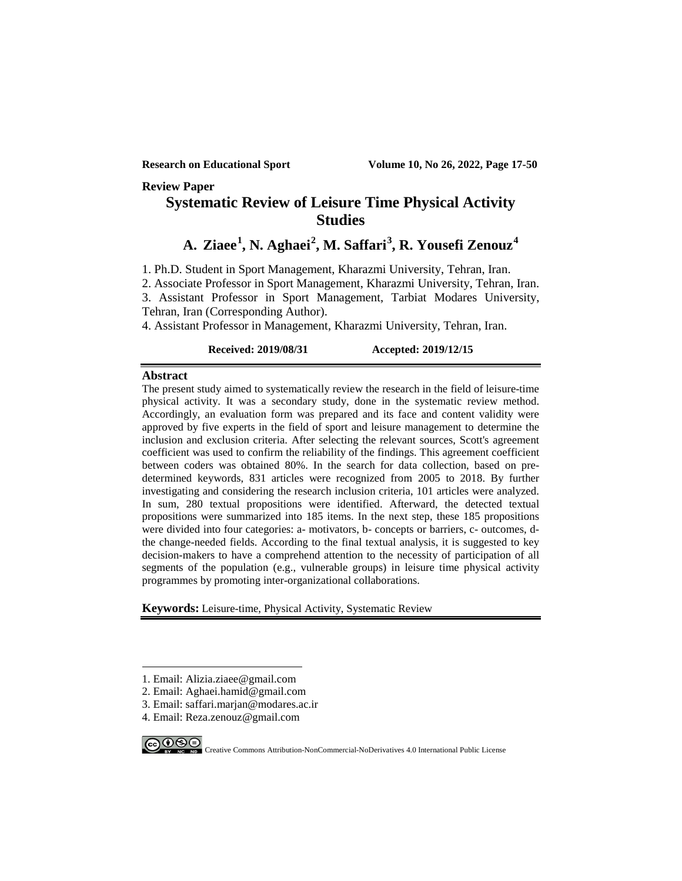**Review Paper**

# Systematic Review of Leisure Time Physical Activity Studies

## A. Ziaee[1], N. Aghaei[2], M. Saffari[3], R. Yousefi Zenouz[4]

1. Ph.D. Student in Sport Management, Kharazmi University, Tehran, Iran.
2. Associate Professor in Sport Management, Kharazmi University, Tehran, Iran.
3. Assistant Professor in Sport Management, Tarbiat Modares University, Tehran, Iran (Corresponding Author).
4. Assistant Professor in Management, Kharazmi University, Tehran, Iran.

**Received: 2019/08/31** **Accepted: 2019/12/15**

### Abstract

The present study aimed to systematically review the research in the field of leisure-time physical activity. It was a secondary study, done in the systematic review method. Accordingly, an evaluation form was prepared and its face and content validity were approved by five experts in the field of sport and leisure management to determine the inclusion and exclusion criteria. After selecting the relevant sources, Scott's agreement coefficient was used to confirm the reliability of the findings. This agreement coefficient between coders was obtained 80%. In the search for data collection, based on pre-determined keywords, 831 articles were recognized from 2005 to 2018. By further investigating and considering the research inclusion criteria, 101 articles were analyzed. In sum, 280 textual propositions were identified. Afterward, the detected textual propositions were summarized into 185 items. In the next step, these 185 propositions were divided into four categories: a- motivators, b- concepts or barriers, c- outcomes, d- the change-needed fields. According to the final textual analysis, it is suggested to key decision-makers to have a comprehend attention to the necessity of participation of all segments of the population (e.g., vulnerable groups) in leisure time physical activity programmes by promoting inter-organizational collaborations.

**Keywords:** Leisure-time, Physical Activity, Systematic Review

---

1. Email: Alizia.ziaee@gmail.com
2. Email: Aghaei.hamid@gmail.com
3. Email: saffari.marjan@modares.ac.ir
4. Email: Reza.zenouz@gmail.com

Creative Commons Attribution-NonCommercial-NoDerivatives 4.0 International Public License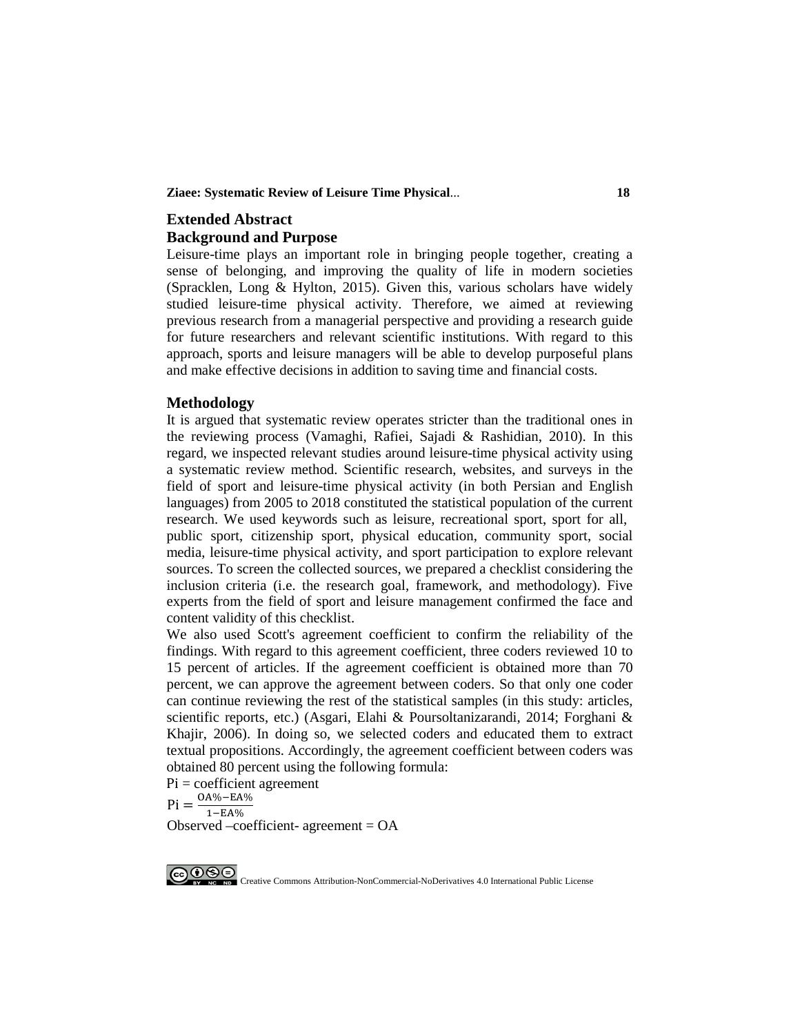## Extended Abstract

### Background and Purpose

Leisure-time plays an important role in bringing people together, creating a sense of belonging, and improving the quality of life in modern societies (Spracklen, Long & Hylton, 2015). Given this, various scholars have widely studied leisure-time physical activity. Therefore, we aimed at reviewing previous research from a managerial perspective and providing a research guide for future researchers and relevant scientific institutions. With regard to this approach, sports and leisure managers will be able to develop purposeful plans and make effective decisions in addition to saving time and financial costs.

### Methodology

It is argued that systematic review operates stricter than the traditional ones in the reviewing process (Vamaghi, Rafiei, Sajadi & Rashidian, 2010). In this regard, we inspected relevant studies around leisure-time physical activity using a systematic review method. Scientific research, websites, and surveys in the field of sport and leisure-time physical activity (in both Persian and English languages) from 2005 to 2018 constituted the statistical population of the current research. We used keywords such as leisure, recreational sport, sport for all, public sport, citizenship sport, physical education, community sport, social media, leisure-time physical activity, and sport participation to explore relevant sources. To screen the collected sources, we prepared a checklist considering the inclusion criteria (i.e. the research goal, framework, and methodology). Five experts from the field of sport and leisure management confirmed the face and content validity of this checklist.

We also used Scott's agreement coefficient to confirm the reliability of the findings. With regard to this agreement coefficient, three coders reviewed 10 to 15 percent of articles. If the agreement coefficient is obtained more than 70 percent, we can approve the agreement between coders. So that only one coder can continue reviewing the rest of the statistical samples (in this study: articles, scientific reports, etc.) (Asgari, Elahi & Poursoltanizarandi, 2014; Forghani & Khajir, 2006). In doing so, we selected coders and educated them to extract textual propositions. Accordingly, the agreement coefficient between coders was obtained 80 percent using the following formula:

Pi = coefficient agreement

$$\text{Pi} = \frac{\text{OA\%} - \text{EA\%}}{1 - \text{EA\%}}$$

Observed –coefficient- agreement = OA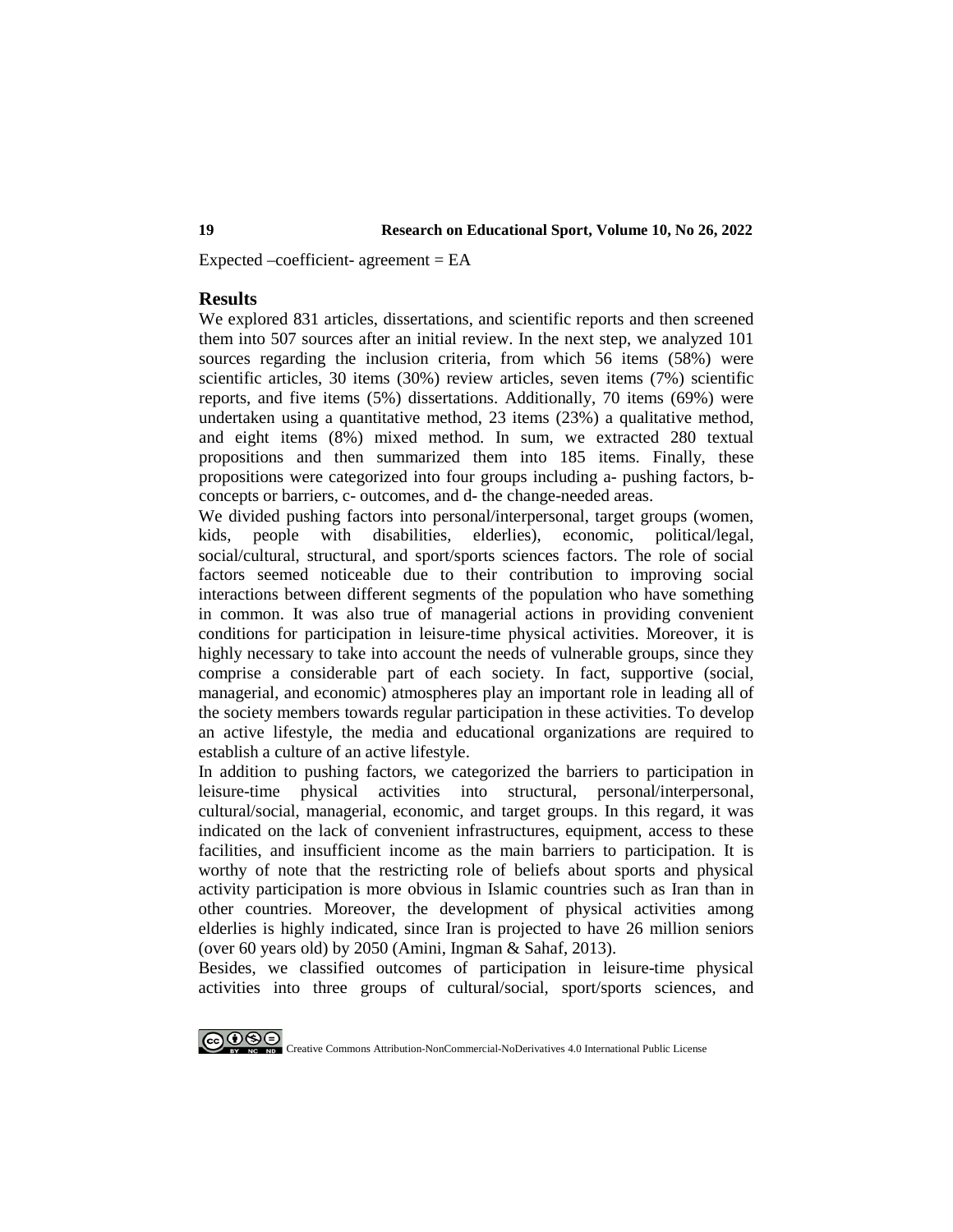Expected –coefficient- agreement = EA

## Results

We explored 831 articles, dissertations, and scientific reports and then screened them into 507 sources after an initial review. In the next step, we analyzed 101 sources regarding the inclusion criteria, from which 56 items (58%) were scientific articles, 30 items (30%) review articles, seven items (7%) scientific reports, and five items (5%) dissertations. Additionally, 70 items (69%) were undertaken using a quantitative method, 23 items (23%) a qualitative method, and eight items (8%) mixed method. In sum, we extracted 280 textual propositions and then summarized them into 185 items. Finally, these propositions were categorized into four groups including a- pushing factors, b- concepts or barriers, c- outcomes, and d- the change-needed areas.

We divided pushing factors into personal/interpersonal, target groups (women, kids, people with disabilities, elderlies), economic, political/legal, social/cultural, structural, and sport/sports sciences factors. The role of social factors seemed noticeable due to their contribution to improving social interactions between different segments of the population who have something in common. It was also true of managerial actions in providing convenient conditions for participation in leisure-time physical activities. Moreover, it is highly necessary to take into account the needs of vulnerable groups, since they comprise a considerable part of each society. In fact, supportive (social, managerial, and economic) atmospheres play an important role in leading all of the society members towards regular participation in these activities. To develop an active lifestyle, the media and educational organizations are required to establish a culture of an active lifestyle.

In addition to pushing factors, we categorized the barriers to participation in leisure-time physical activities into structural, personal/interpersonal, cultural/social, managerial, economic, and target groups. In this regard, it was indicated on the lack of convenient infrastructures, equipment, access to these facilities, and insufficient income as the main barriers to participation. It is worthy of note that the restricting role of beliefs about sports and physical activity participation is more obvious in Islamic countries such as Iran than in other countries. Moreover, the development of physical activities among elderlies is highly indicated, since Iran is projected to have 26 million seniors (over 60 years old) by 2050 (Amini, Ingman & Sahaf, 2013).

Besides, we classified outcomes of participation in leisure-time physical activities into three groups of cultural/social, sport/sports sciences, and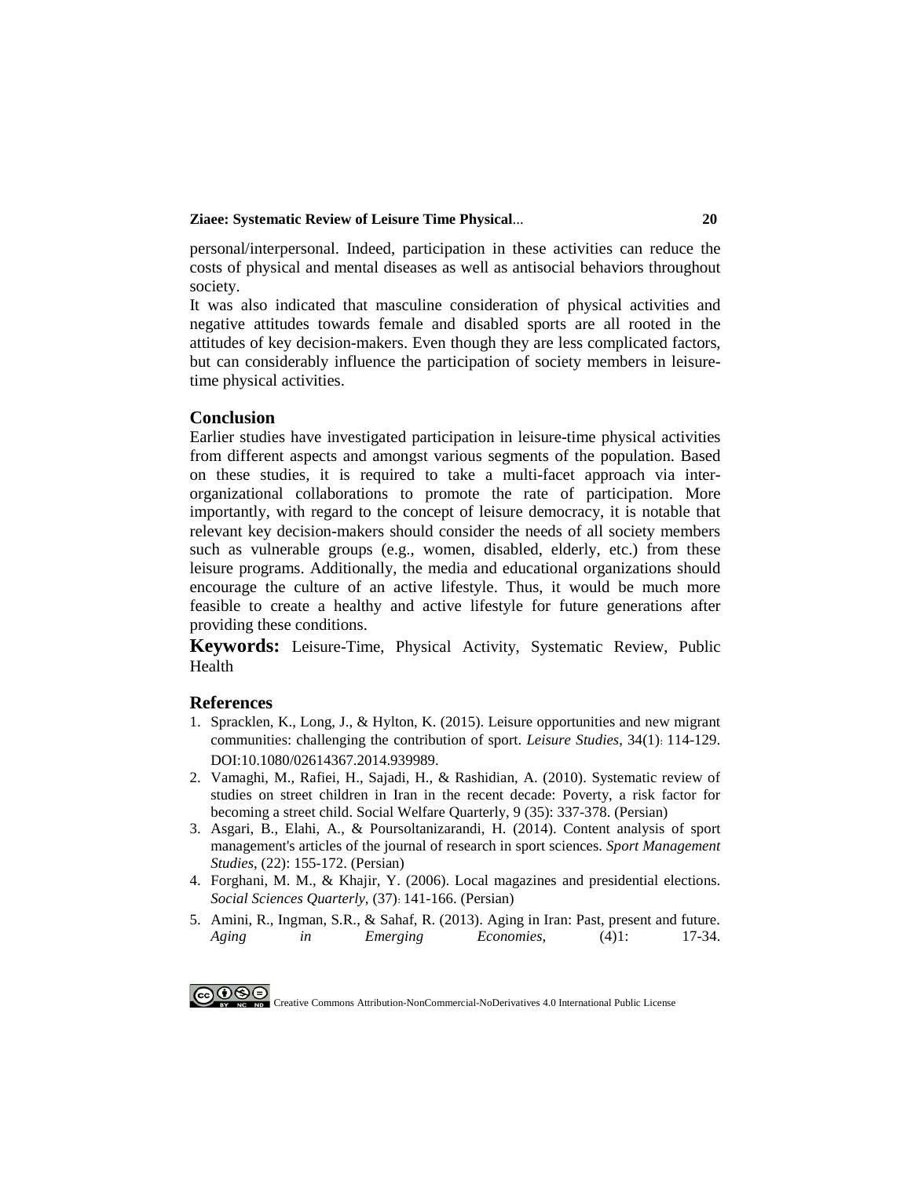personal/interpersonal. Indeed, participation in these activities can reduce the costs of physical and mental diseases as well as antisocial behaviors throughout society.

It was also indicated that masculine consideration of physical activities and negative attitudes towards female and disabled sports are all rooted in the attitudes of key decision-makers. Even though they are less complicated factors, but can considerably influence the participation of society members in leisure-time physical activities.

## Conclusion

Earlier studies have investigated participation in leisure-time physical activities from different aspects and amongst various segments of the population. Based on these studies, it is required to take a multi-facet approach via inter-organizational collaborations to promote the rate of participation. More importantly, with regard to the concept of leisure democracy, it is notable that relevant key decision-makers should consider the needs of all society members such as vulnerable groups (e.g., women, disabled, elderly, etc.) from these leisure programs. Additionally, the media and educational organizations should encourage the culture of an active lifestyle. Thus, it would be much more feasible to create a healthy and active lifestyle for future generations after providing these conditions.

**Keywords:** Leisure-Time, Physical Activity, Systematic Review, Public Health

## References

1. Spracklen, K., Long, J., & Hylton, K. (2015). Leisure opportunities and new migrant communities: challenging the contribution of sport. *Leisure Studies*, 34(1): 114-129. DOI:10.1080/02614367.2014.939989.
2. Vamaghi, M., Rafiei, H., Sajadi, H., & Rashidian, A. (2010). Systematic review of studies on street children in Iran in the recent decade: Poverty, a risk factor for becoming a street child. Social Welfare Quarterly, 9 (35): 337-378. (Persian)
3. Asgari, B., Elahi, A., & Poursoltanizarandi, H. (2014). Content analysis of sport management's articles of the journal of research in sport sciences. *Sport Management Studies*, (22): 155-172. (Persian)
4. Forghani, M. M., & Khajir, Y. (2006). Local magazines and presidential elections. *Social Sciences Quarterly*, (37): 141-166. (Persian)
5. Amini, R., Ingman, S.R., & Sahaf, R. (2013). Aging in Iran: Past, present and future. *Aging in Emerging Economies*, (4)1: 17-34.

Creative Commons Attribution-NonCommercial-NoDerivatives 4.0 International Public License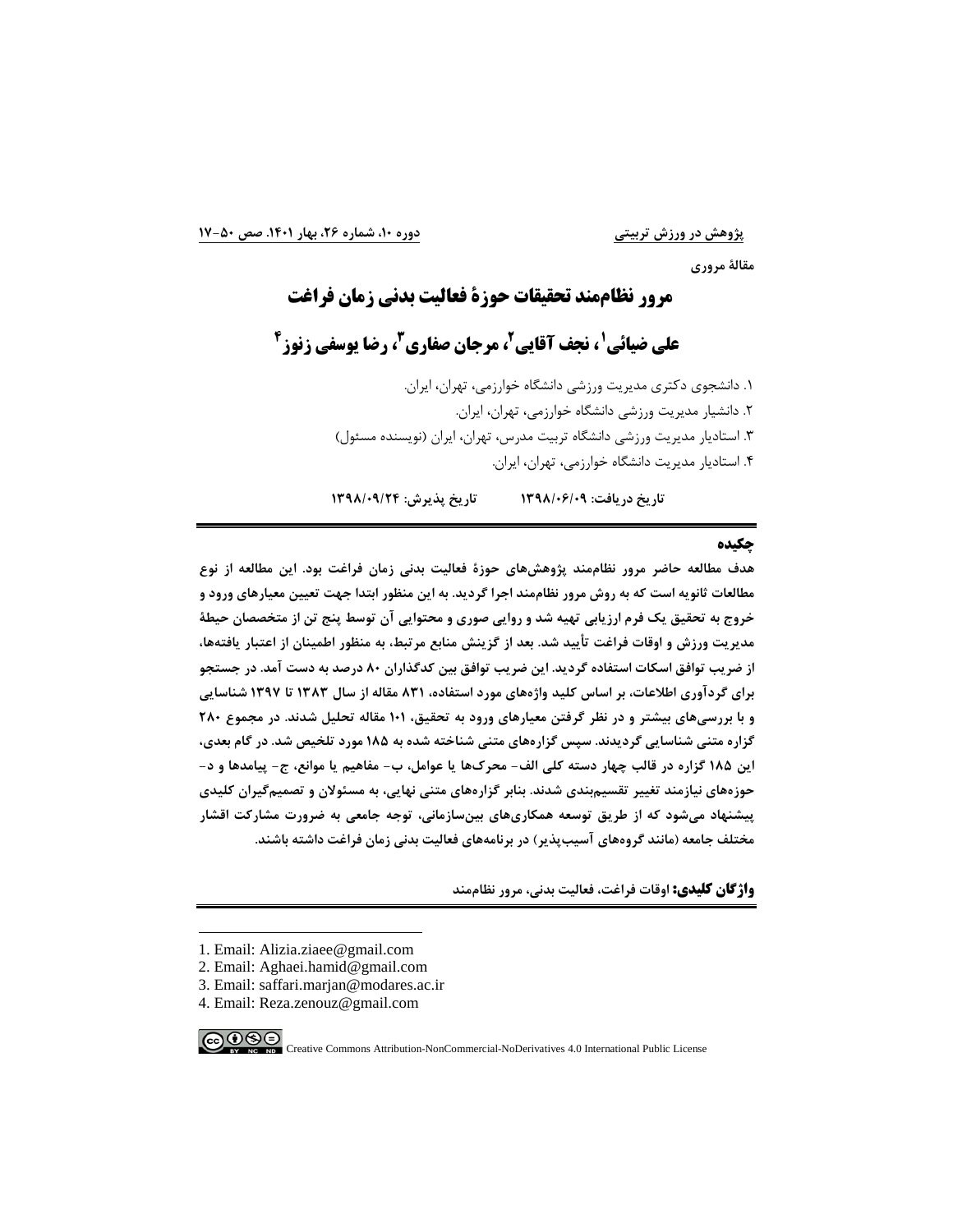مقالهٔ مروری

# مرور نظام‌مند تحقیقات حوزهٔ فعالیت بدنی زمان فراغت

## علی ضیائی[1]، نجف آقایی[2]، مرجان صفاری[3]، رضا یوسفی زنوز[4]

۱. دانشجوی دکتری مدیریت ورزشی دانشگاه خوارزمی، تهران، ایران.
۲. دانشیار مدیریت ورزشی دانشگاه خوارزمی، تهران، ایران.
۳. استادیار مدیریت ورزشی دانشگاه تربیت مدرس، تهران، ایران (نویسنده مسئول)
۴. استادیار مدیریت دانشگاه خوارزمی، تهران، ایران.

**تاریخ دریافت: ۱۳۹۸/۰۶/۰۹ تاریخ پذیرش: ۱۳۹۸/۰۹/۲۴**

### چکیده

**هدف مطالعه حاضر مرور نظام‌مند پژوهش‌های حوزهٔ فعالیت بدنی زمان فراغت بود. این مطالعه از نوع مطالعات ثانویه است که به روش مرور نظام‌مند اجرا گردید. به این منظور ابتدا جهت تعیین معیارهای ورود و خروج به تحقیق یک فرم ارزیابی تهیه شد و روایی صوری و محتوایی آن توسط پنج تن از متخصصان حیطهٔ مدیریت ورزش و اوقات فراغت تأیید شد. بعد از گزینش منابع مرتبط، به منظور اطمینان از اعتبار یافته‌ها، از ضریب توافق اسکات استفاده گردید. این ضریب توافق بین کدگذاران ۸۰ درصد به دست آمد. در جستجو برای گردآوری اطلاعات، بر اساس کلید واژه‌های مورد استفاده، ۸۳۱ مقاله از سال ۱۳۸۳ تا ۱۳۹۷ شناسایی و با بررسی‌های بیشتر و در نظر گرفتن معیارهای ورود به تحقیق، ۱۰۱ مقاله تحلیل شدند. در مجموع ۲۸۰ گزاره متنی شناسایی گردیدند. سپس گزاره‌های متنی شناخته شده به ۱۸۵ مورد تلخیص شد. در گام بعدی، این ۱۸۵ گزاره در قالب چهار دسته کلی الف- محرک‌ها یا عوامل، ب- مفاهیم یا موانع، ج- پیامدها و د- حوزه‌های نیازمند تغییر تقسیم‌بندی شدند. بنابر گزاره‌های متنی نهایی، به مسئولان و تصمیم‌گیران کلیدی پیشنهاد می‌شود که از طریق توسعه همکاری‌های بین‌سازمانی، توجه جامعی به ضرورت مشارکت اقشار مختلف جامعه (مانند گروه‌های آسیب‌پذیر) در برنامه‌های فعالیت بدنی زمان فراغت داشته باشند.**

**واژگان کلیدی:** **اوقات فراغت، فعالیت بدنی، مرور نظام‌مند**

---

1. Email: Alizia.ziaee@gmail.com
2. Email: Aghaei.hamid@gmail.com
3. Email: saffari.marjan@modares.ac.ir
4. Email: Reza.zenouz@gmail.com

Creative Commons Attribution-NonCommercial-NoDerivatives 4.0 International Public License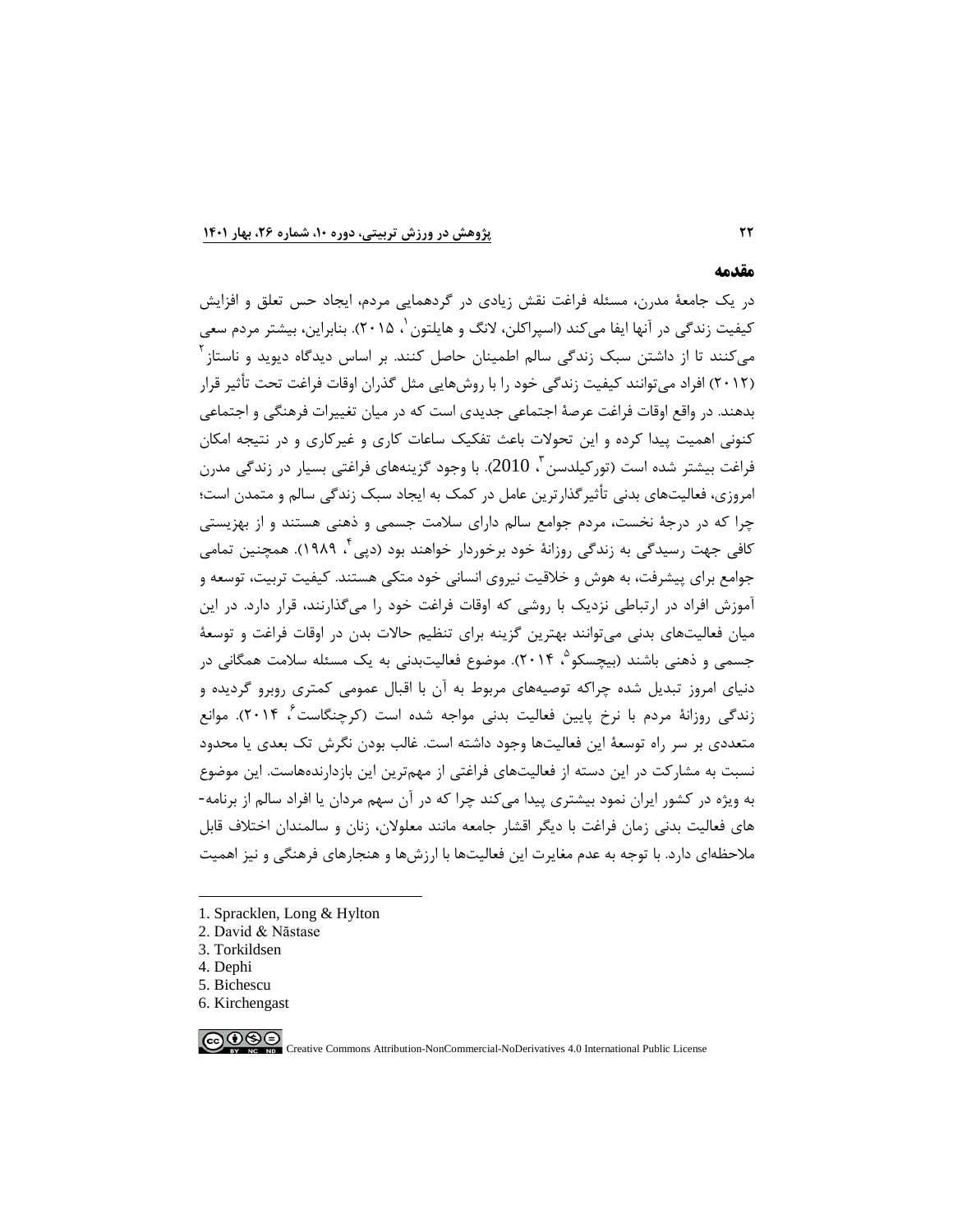## مقدمه

در یک جامعۀ مدرن، مسئله فراغت نقش زیادی در گردهمایی مردم، ایجاد حس تعلق و افزایش کیفیت زندگی در آنها ایفا می‌کند (اسپراکلن، لانگ و هایلتون[1]، ۲۰۱۵). بنابراین، بیشتر مردم سعی می‌کنند تا از داشتن سبک زندگی سالم اطمینان حاصل کنند. بر اساس دیدگاه دیوید و ناستاز[2] (۲۰۱۲) افراد می‌توانند کیفیت زندگی خود را با روش‌هایی مثل گذران اوقات فراغت تحت تأثیر قرار بدهند. در واقع اوقات فراغت عرصۀ اجتماعی جدیدی است که در میان تغییرات فرهنگی و اجتماعی کنونی اهمیت پیدا کرده و این تحولات باعث تفکیک ساعات کاری و غیرکاری و در نتیجه امکان فراغت بیشتر شده است (تورکیلدسن[3]، 2010). با وجود گزینه‌های فراغتی بسیار در زندگی مدرن امروزی، فعالیت‌های بدنی تأثیرگذارترین عامل در کمک به ایجاد سبک زندگی سالم و متمدن است؛ چرا که در درجۀ نخست، مردم جوامع سالم دارای سلامت جسمی و ذهنی هستند و از بهزیستی کافی جهت رسیدگی به زندگی روزانۀ خود برخوردار خواهند بود (دپی[4]، ۱۹۸۹). همچنین تمامی جوامع برای پیشرفت، به هوش و خلاقیت نیروی انسانی خود متکی هستند. کیفیت تربیت، توسعه و آموزش افراد در ارتباطی نزدیک با روشی که اوقات فراغت خود را می‌گذارنند، قرار دارد. در این میان فعالیت‌های بدنی می‌توانند بهترین گزینه برای تنظیم حالات بدن در اوقات فراغت و توسعۀ جسمی و ذهنی باشند (بیچسکو[5]، ۲۰۱۴). موضوع فعالیت‌بدنی به یک مسئله سلامت همگانی در دنیای امروز تبدیل شده چراکه توصیه‌های مربوط به آن با اقبال عمومی کمتری روبرو گردیده و زندگی روزانۀ مردم با نرخ پایین فعالیت بدنی مواجه شده است (کرچنگاست[6]، ۲۰۱۴). موانع متعددی بر سر راه توسعۀ این فعالیت‌ها وجود داشته است. غالب بودن نگرش تک بعدی یا محدود نسبت به مشارکت در این دسته از فعالیت‌های فراغتی از مهم‌ترین این بازدارنده‌هاست. این موضوع به ویژه در کشور ایران نمود بیشتری پیدا می‌کند چرا که در آن سهم مردان یا افراد سالم از برنامه-های فعالیت بدنی زمان فراغت با دیگر اقشار جامعه مانند معلولان، زنان و سالمندان اختلاف قابل ملاحظه‌ای دارد. با توجه به عدم مغایرت این فعالیت‌ها با ارزش‌ها و هنجارهای فرهنگی و نیز اهمیت

---

1. Spracklen, Long & Hylton
2. David & Năstase
3. Torkildsen
4. Dephi
5. Bichescu
6. Kirchengast

Creative Commons Attribution-NonCommercial-NoDerivatives 4.0 International Public License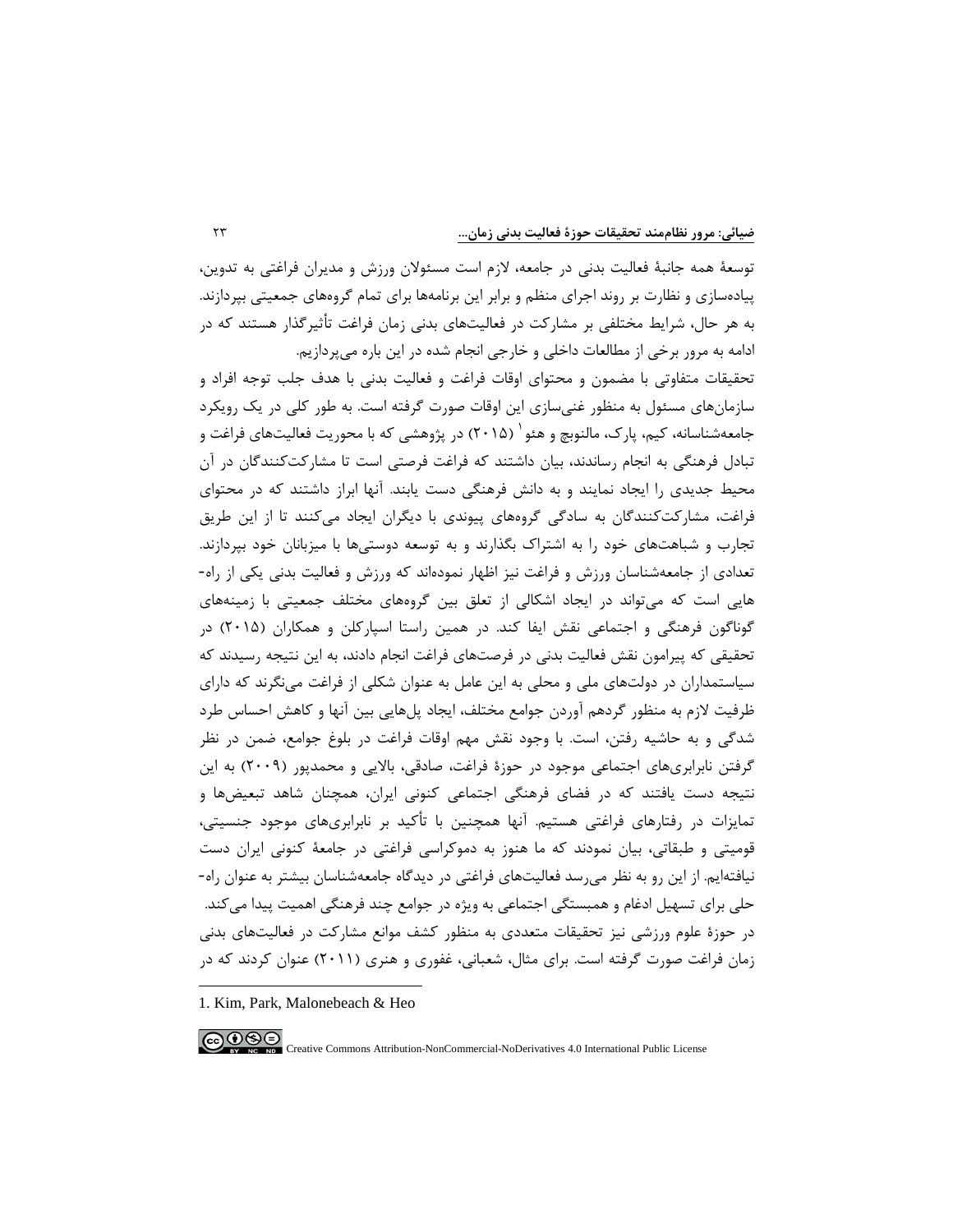توسعهٔ همه جانبهٔ فعالیت بدنی در جامعه، لازم است مسئولان ورزش و مدیران فراغتی به تدوین، پیاده‌سازی و نظارت بر روند اجرای منظم و برابر این برنامه‌ها برای تمام گروه‌های جمعیتی بپردازند. به هر حال، شرایط مختلفی بر مشارکت در فعالیت‌های بدنی زمان فراغت تأثیرگذار هستند که در ادامه به مرور برخی از مطالعات داخلی و خارجی انجام شده در این باره می‌پردازیم.

تحقیقات متفاوتی با مضمون و محتوای اوقات فراغت و فعالیت بدنی با هدف جلب توجه افراد و سازمان‌های مسئول به منظور غنی‌سازی این اوقات صورت گرفته است. به طور کلی در یک رویکرد جامعه‌شناسانه، کیم، پارک، مالنوبچ و هئو[1] (۲۰۱۵) در پژوهشی که با محوریت فعالیت‌های فراغت و تبادل فرهنگی به انجام رساندند، بیان داشتند که فراغت فرصتی است تا مشارکت‌کنندگان در آن محیط جدیدی را ایجاد نمایند و به دانش فرهنگی دست یابند. آنها ابراز داشتند که در محتوای فراغت، مشارکت‌کنندگان به سادگی به گروه‌های پیوندی با دیگران ایجاد می‌کنند تا از این طریق تجارب و شباهت‌های خود را به اشتراک بگذارند و به توسعه دوستی‌ها با میزبانان خود بپردازند. تعدادی از جامعه‌شناسان ورزش و فراغت نیز اظهار نموده‌اند که ورزش و فعالیت بدنی یکی از راه-هایی است که می‌تواند در ایجاد اشکالی از تعلق بین گروه‌های مختلف جمعیتی با زمینه‌های گوناگون فرهنگی و اجتماعی نقش ایفا کند. در همین راستا اسپارکلن و همکاران (۲۰۱۵) در تحقیقی که پیرامون نقش فعالیت بدنی در فرصت‌های فراغت انجام دادند، به این نتیجه رسیدند که سیاستمداران در دولت‌های ملی و محلی به این عامل به عنوان شکلی از فراغت می‌نگرند که دارای ظرفیت لازم به منظور گردهم آوردن جوامع مختلف، ایجاد پل‌هایی بین آنها و کاهش احساس طرد شدگی و به حاشیه رفتن، است. با وجود نقش مهم اوقات فراغت در بلوغ جوامع، ضمن در نظر گرفتن نابرابری‌های اجتماعی موجود در حوزهٔ فراغت، صادقی، بالایی و محمدپور (۲۰۰۹) به این نتیجه دست یافتند که در فضای فرهنگی اجتماعی کنونی ایران، همچنان شاهد تبعیض‌ها و تمایزات در رفتارهای فراغتی هستیم. آنها همچنین با تأکید بر نابرابری‌های موجود جنسیتی، قومیتی و طبقاتی، بیان نمودند که ما هنوز به دموکراسی فراغتی در جامعهٔ کنونی ایران دست نیافته‌ایم. از این رو به نظر می‌رسد فعالیت‌های فراغتی در دیدگاه جامعه‌شناسان بیشتر به عنوان راه-حلی برای تسهیل ادغام و همبستگی اجتماعی به ویژه در جوامع چند فرهنگی اهمیت پیدا می‌کند.

در حوزهٔ علوم ورزشی نیز تحقیقات متعددی به منظور کشف موانع مشارکت در فعالیت‌های بدنی زمان فراغت صورت گرفته است. برای مثال، شعبانی، غفوری و هنری (۲۰۱۱) عنوان کردند که در

---

1. Kim, Park, Malonebeach & Heo

Creative Commons Attribution-NonCommercial-NoDerivatives 4.0 International Public License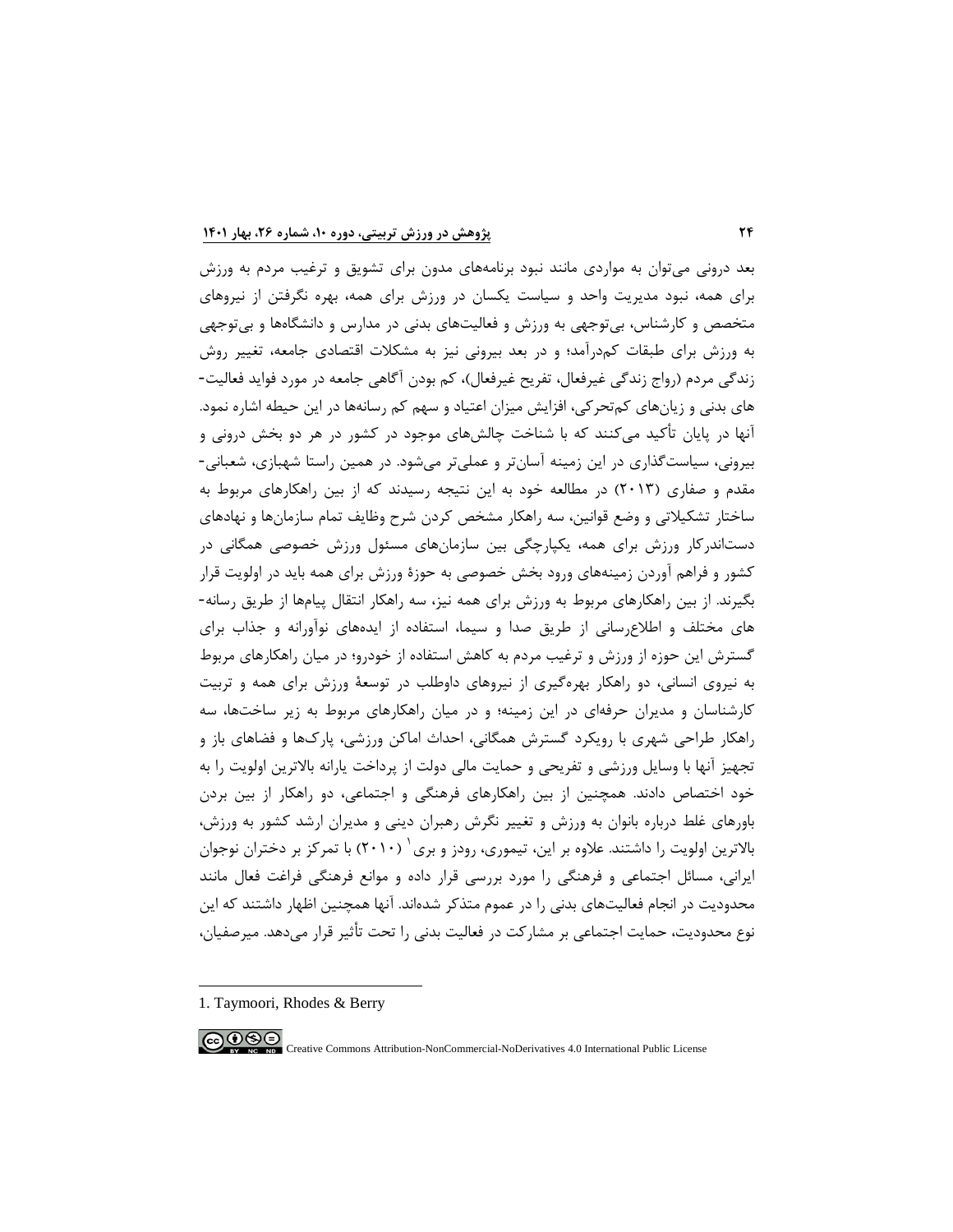بعد درونی می‌توان به مواردی مانند نبود برنامه‌های مدون برای تشویق و ترغیب مردم به ورزش برای همه، نبود مدیریت واحد و سیاست یکسان در ورزش برای همه، بهره نگرفتن از نیروهای متخصص و کارشناس، بی‌توجهی به ورزش و فعالیت‌های بدنی در مدارس و دانشگاه‌ها و بی‌توجهی به ورزش برای طبقات کم‌درآمد؛ و در بعد بیرونی نیز به مشکلات اقتصادی جامعه، تغییر روش زندگی مردم (رواج زندگی غیرفعال، تفریح غیرفعال)، کم بودن آگاهی جامعه در مورد فواید فعالیت‌های بدنی و زیان‌های کم‌تحرکی، افزایش میزان اعتیاد و سهم کم رسانه‌ها در این حیطه اشاره نمود. آنها در پایان تأکید می‌کنند که با شناخت چالش‌های موجود در کشور در هر دو بخش درونی و بیرونی، سیاست‌گذاری در این زمینه آسان‌تر و عملی‌تر می‌شود. در همین راستا شهبازی، شعبانی‌مقدم و صفاری (۲۰۱۳) در مطالعه خود به این نتیجه رسیدند که از بین راهکارهای مربوط به ساختار تشکیلاتی و وضع قوانین، سه راهکار مشخص کردن شرح وظایف تمام سازمان‌ها و نهادهای دست‌اندرکار ورزش برای همه، یکپارچگی بین سازمان‌های مسئول ورزش خصوصی همگانی در کشور و فراهم آوردن زمینه‌های ورود بخش خصوصی به حوزهٔ ورزش برای همه باید در اولویت قرار بگیرند. از بین راهکارهای مربوط به ورزش برای همه نیز، سه راهکار انتقال پیام‌ها از طریق رسانه‌های مختلف و اطلاع‌رسانی از طریق صدا و سیما، استفاده از ایده‌های نوآورانه و جذاب برای گسترش این حوزه از ورزش و ترغیب مردم به کاهش استفاده از خودرو؛ در میان راهکارهای مربوط به نیروی انسانی، دو راهکار بهره‌گیری از نیروهای داوطلب در توسعهٔ ورزش برای همه و تربیت کارشناسان و مدیران حرفه‌ای در این زمینه؛ و در میان راهکارهای مربوط به زیر ساخت‌ها، سه راهکار طراحی شهری با رویکرد گسترش همگانی، احداث اماکن ورزشی، پارک‌ها و فضاهای باز و تجهیز آنها با وسایل ورزشی و تفریحی و حمایت مالی دولت از پرداخت یارانه بالاترین اولویت را به خود اختصاص دادند. همچنین از بین راهکارهای فرهنگی و اجتماعی، دو راهکار از بین بردن باورهای غلط درباره بانوان به ورزش و تغییر نگرش رهبران دینی و مدیران ارشد کشور به ورزش، بالاترین اولویت را داشتند. علاوه بر این، تیموری، رودز و بری[1] (۲۰۱۰) با تمرکز بر دختران نوجوان ایرانی، مسائل اجتماعی و فرهنگی را مورد بررسی قرار داده و موانع فرهنگی فراغت فعال مانند محدودیت در انجام فعالیت‌های بدنی را در عموم متذکر شده‌اند. آنها همچنین اظهار داشتند که این نوع محدودیت، حمایت اجتماعی بر مشارکت در فعالیت بدنی را تحت تأثیر قرار می‌دهد. میرصفیان،

---

1. Taymoori, Rhodes & Berry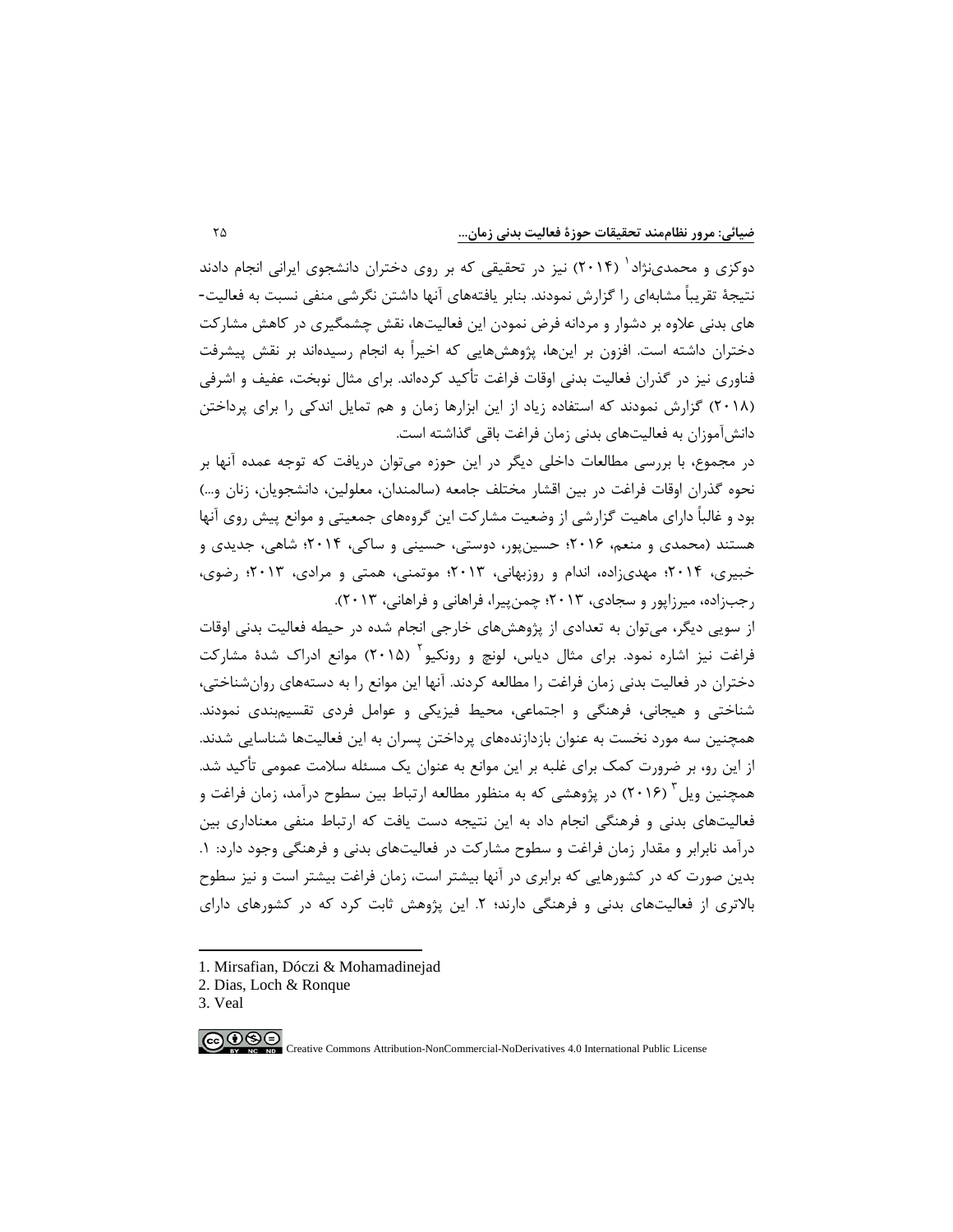دوکزی و محمدی‌نژاد[1] (۲۰۱۴) نیز در تحقیقی که بر روی دختران دانشجوی ایرانی انجام دادند نتیجهٔ تقریباً مشابه‌ای را گزارش نمودند. بنابر یافته‌های آنها داشتن نگرشی منفی نسبت به فعالیت-های بدنی علاوه بر دشوار و مردانه فرض نمودن این فعالیت‌ها، نقش چشمگیری در کاهش مشارکت دختران داشته است. افزون بر این‌ها، پژوهش‌هایی که اخیراً به انجام رسیده‌اند بر نقش پیشرفت فناوری نیز در گذران فعالیت بدنی اوقات فراغت تأکید کرده‌اند. برای مثال نوبخت، عفیف و اشرفی (۲۰۱۸) گزارش نمودند که استفاده زیاد از این ابزارها زمان و هم تمایل اندکی را برای پرداختن دانش‌آموزان به فعالیت‌های بدنی زمان فراغت باقی گذاشته است.

در مجموع، با بررسی مطالعات داخلی دیگر در این حوزه می‌توان دریافت که توجه عمده آنها بر نحوه گذران اوقات فراغت در بین اقشار مختلف جامعه (سالمندان، معلولین، دانشجویان، زنان و...) بود و غالباً دارای ماهیت گزارشی از وضعیت مشارکت این گروه‌های جمعیتی و موانع پیش روی آنها هستند (محمدی و منعم، ۲۰۱۶؛ حسین‌پور، دوستی، حسینی و ساکی، ۲۰۱۴؛ شاهی، جدیدی و خبیری، ۲۰۱۴؛ مهدی‌زاده، اندام و روزبهانی، ۲۰۱۳؛ موتمنی، همتی و مرادی، ۲۰۱۳؛ رضوی، رجب‌زاده، میرزاپور و سجادی، ۲۰۱۳؛ چمن‌پیرا، فراهانی و فراهانی، ۲۰۱۳).

از سویی دیگر، می‌توان به تعدادی از پژوهش‌های خارجی انجام شده در حیطه فعالیت بدنی اوقات فراغت نیز اشاره نمود. برای مثال دیاس، لونچ و رونکیو[2] (۲۰۱۵) موانع ادراک شدهٔ مشارکت دختران در فعالیت بدنی زمان فراغت را مطالعه کردند. آنها این موانع را به دسته‌های روان‌شناختی، شناختی و هیجانی، فرهنگی و اجتماعی، محیط فیزیکی و عوامل فردی تقسیم‌بندی نمودند. همچنین سه مورد نخست به عنوان بازدارنده‌های پرداختن پسران به این فعالیت‌ها شناسایی شدند. از این رو، بر ضرورت کمک برای غلبه بر این موانع به عنوان یک مسئله سلامت عمومی تأکید شد. همچنین ویل[3] (۲۰۱۶) در پژوهشی که به منظور مطالعه ارتباط بین سطوح درآمد، زمان فراغت و فعالیت‌های بدنی و فرهنگی انجام داد به این نتیجه دست یافت که ارتباط منفی معناداری بین درآمد نابرابر و مقدار زمان فراغت و سطوح مشارکت در فعالیت‌های بدنی و فرهنگی وجود دارد: ۱. بدین صورت که در کشورهایی که برابری در آنها بیشتر است، زمان فراغت بیشتر است و نیز سطوح بالاتری از فعالیت‌های بدنی و فرهنگی دارند؛ ۲. این پژوهش ثابت کرد که در کشورهای دارای

---

1. Mirsafian, Dóczi & Mohamadinejad
2. Dias, Loch & Ronque
3. Veal

Creative Commons Attribution-NonCommercial-NoDerivatives 4.0 International Public License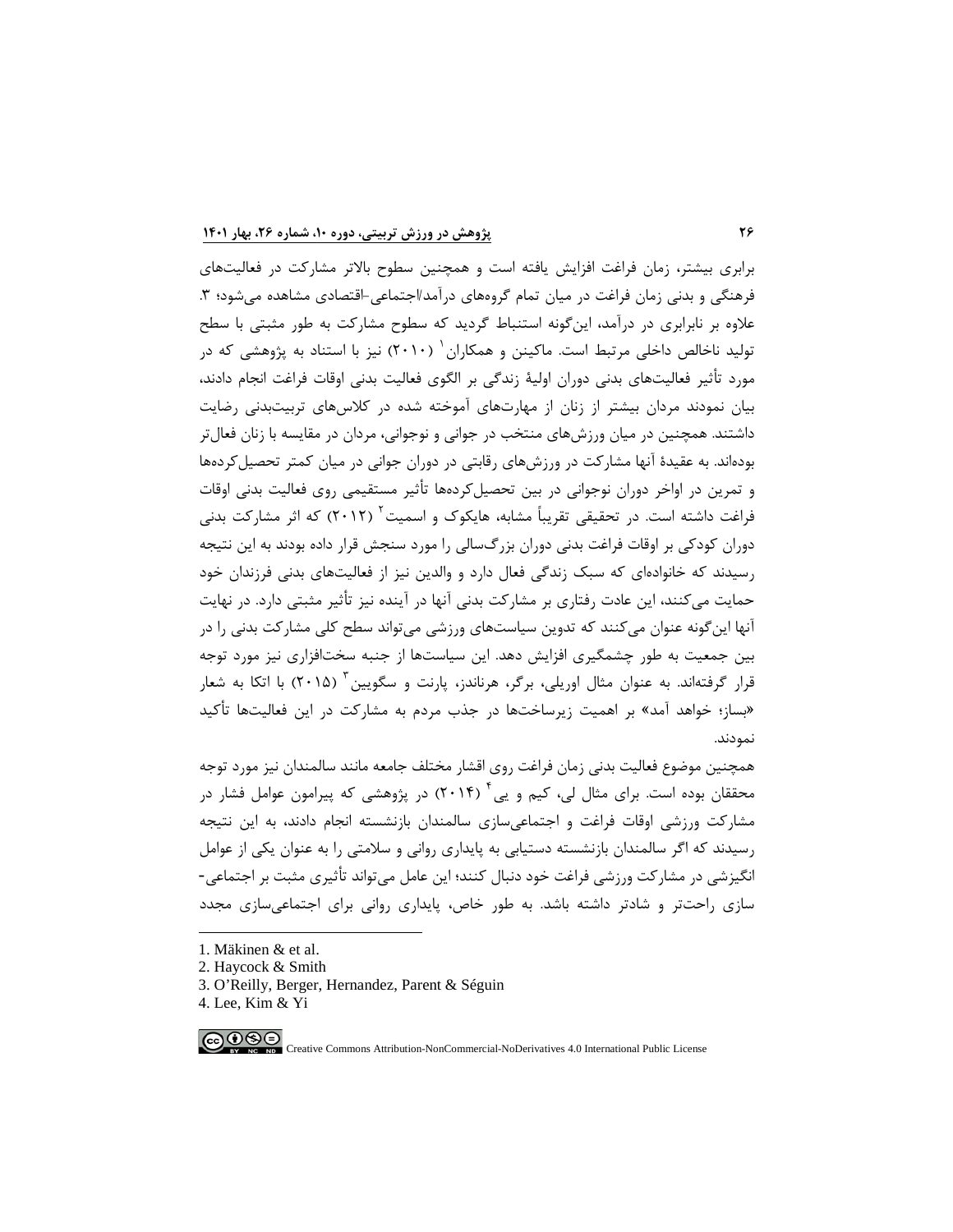برابری بیشتر، زمان فراغت افزایش یافته است و همچنین سطوح بالاتر مشارکت در فعالیت‌های فرهنگی و بدنی زمان فراغت در میان تمام گروه‌های درآمد/اجتماعی-اقتصادی مشاهده می‌شود؛ ۳. علاوه بر نابرابری در درآمد، این‌گونه استنباط گردید که سطوح مشارکت به طور مثبتی با سطح تولید ناخالص داخلی مرتبط است. ماکینن و همکاران[1] (۲۰۱۰) نیز با استناد به پژوهشی که در مورد تأثیر فعالیت‌های بدنی دوران اولیهٔ زندگی بر الگوی فعالیت بدنی اوقات فراغت انجام دادند، بیان نمودند مردان بیشتر از زنان از مهارت‌های آموخته شده در کلاس‌های تربیت‌بدنی رضایت داشتند. همچنین در میان ورزش‌های منتخب در جوانی و نوجوانی، مردان در مقایسه با زنان فعال‌تر بوده‌اند. به عقیدهٔ آنها مشارکت در ورزش‌های رقابتی در دوران جوانی در میان کمتر تحصیل‌کرده‌ها و تمرین در اواخر دوران نوجوانی در بین تحصیل‌کرده‌ها تأثیر مستقیمی روی فعالیت بدنی اوقات فراغت داشته است. در تحقیقی تقریباً مشابه، هایکوک و اسمیت[2] (۲۰۱۲) که اثر مشارکت بدنی دوران کودکی بر اوقات فراغت بدنی دوران بزرگ‌سالی را مورد سنجش قرار داده بودند به این نتیجه رسیدند که خانواده‌ای که سبک زندگی فعال دارد و والدین نیز از فعالیت‌های بدنی فرزندان خود حمایت می‌کنند، این عادت رفتاری بر مشارکت بدنی آنها در آینده نیز تأثیر مثبتی دارد. در نهایت آنها این‌گونه عنوان می‌کنند که تدوین سیاست‌های ورزشی می‌تواند سطح کلی مشارکت بدنی را در بین جمعیت به طور چشمگیری افزایش دهد. این سیاست‌ها از جنبه سخت‌افزاری نیز مورد توجه قرار گرفته‌اند. به عنوان مثال اوریلی، برگر، هرناندز، پارنت و سگویین[3] (۲۰۱۵) با اتکا به شعار «بساز؛ خواهد آمد» بر اهمیت زیرساخت‌ها در جذب مردم به مشارکت در این فعالیت‌ها تأکید نمودند.

همچنین موضوع فعالیت بدنی زمان فراغت روی اقشار مختلف جامعه مانند سالمندان نیز مورد توجه محققان بوده است. برای مثال لی، کیم و یی[4] (۲۰۱۴) در پژوهشی که پیرامون عوامل فشار در مشارکت ورزشی اوقات فراغت و اجتماعی‌سازی سالمندان بازنشسته انجام دادند، به این نتیجه رسیدند که اگر سالمندان بازنشسته دستیابی به پایداری روانی و سلامتی را به عنوان یکی از عوامل انگیزشی در مشارکت ورزشی فراغت خود دنبال کنند؛ این عامل می‌تواند تأثیری مثبت بر اجتماعی-سازی راحت‌تر و شادتر داشته باشد. به طور خاص، پایداری روانی برای اجتماعی‌سازی مجدد

---

1. Mäkinen & et al.
2. Haycock & Smith
3. O'Reilly, Berger, Hernandez, Parent & Séguin
4. Lee, Kim & Yi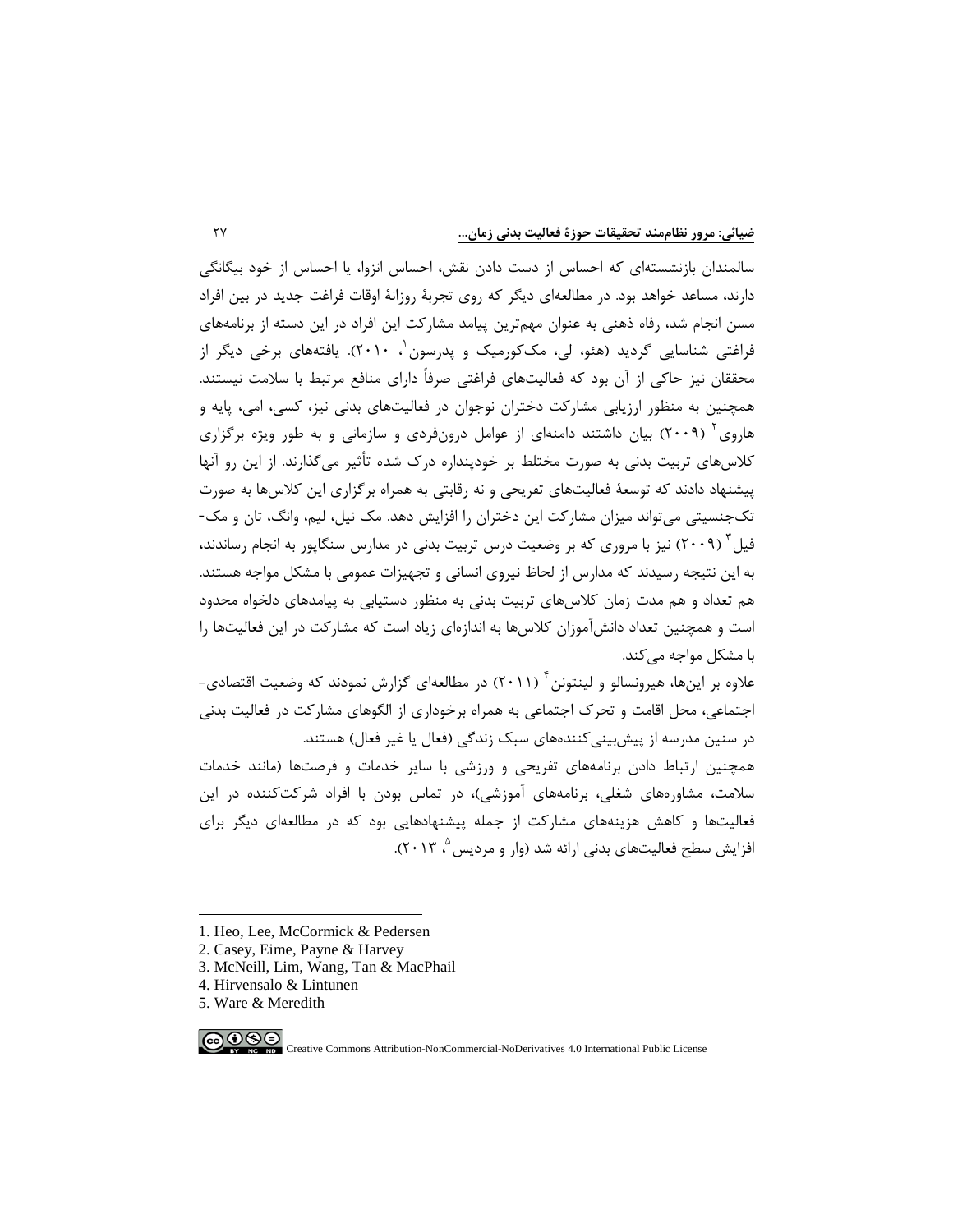سالمندان بازنشسته‌ای که احساس از دست دادن نقش، احساس انزوا، یا احساس از خود بیگانگی دارند، مساعد خواهد بود. در مطالعه‌ای دیگر که روی تجربهٔ روزانهٔ اوقات فراغت جدید در بین افراد مسن انجام شد، رفاه ذهنی به عنوان مهم‌ترین پیامد مشارکت این افراد در این دسته از برنامه‌های فراغتی شناسایی گردید (هئو، لی، مک‌کورمیک و پدرسون[1]، ۲۰۱۰). یافته‌های برخی دیگر از محققان نیز حاکی از آن بود که فعالیت‌های فراغتی صرفاً دارای منافع مرتبط با سلامت نیستند. همچنین به منظور ارزیابی مشارکت دختران نوجوان در فعالیت‌های بدنی نیز، کسی، امی، پایه و هاروی[2] (۲۰۰۹) بیان داشتند دامنه‌ای از عوامل درون‌فردی و سازمانی و به طور ویژه برگزاری کلاس‌های تربیت بدنی به صورت مختلط بر خودپنداره درک شده تأثیر می‌گذارند. از این رو آنها پیشنهاد دادند که توسعهٔ فعالیت‌های تفریحی و نه رقابتی به همراه برگزاری این کلاس‌ها به صورت تک‌جنسیتی می‌تواند میزان مشارکت این دختران را افزایش دهد. مک نیل، لیم، وانگ، تان و مک-فیل[3] (۲۰۰۹) نیز با مروری که بر وضعیت درس تربیت بدنی در مدارس سنگاپور به انجام رساندند، به این نتیجه رسیدند که مدارس از لحاظ نیروی انسانی و تجهیزات عمومی با مشکل مواجه هستند. هم تعداد و هم مدت زمان کلاس‌های تربیت بدنی به منظور دستیابی به پیامدهای دلخواه محدود است و همچنین تعداد دانش‌آموزان کلاس‌ها به اندازه‌ای زیاد است که مشارکت در این فعالیت‌ها را با مشکل مواجه می‌کند.

علاوه بر این‌ها، هیرونسالو و لینتونن[4] (۲۰۱۱) در مطالعه‌ای گزارش نمودند که وضعیت اقتصادی-اجتماعی، محل اقامت و تحرک اجتماعی به همراه برخورداری از الگوهای مشارکت در فعالیت بدنی در سنین مدرسه از پیش‌بینی‌کننده‌های سبک زندگی (فعال یا غیر فعال) هستند.

همچنین ارتباط دادن برنامه‌های تفریحی و ورزشی با سایر خدمات و فرصت‌ها (مانند خدمات سلامت، مشاوره‌های شغلی، برنامه‌های آموزشی)، در تماس بودن با افراد شرکت‌کننده در این فعالیت‌ها و کاهش هزینه‌های مشارکت از جمله پیشنهادهایی بود که در مطالعه‌ای دیگر برای افزایش سطح فعالیت‌های بدنی ارائه شد (وار و مردیس[5]، ۲۰۱۳).

---

1. Heo, Lee, McCormick & Pedersen
2. Casey, Eime, Payne & Harvey
3. McNeill, Lim, Wang, Tan & MacPhail
4. Hirvensalo & Lintunen
5. Ware & Meredith

Creative Commons Attribution-NonCommercial-NoDerivatives 4.0 International Public License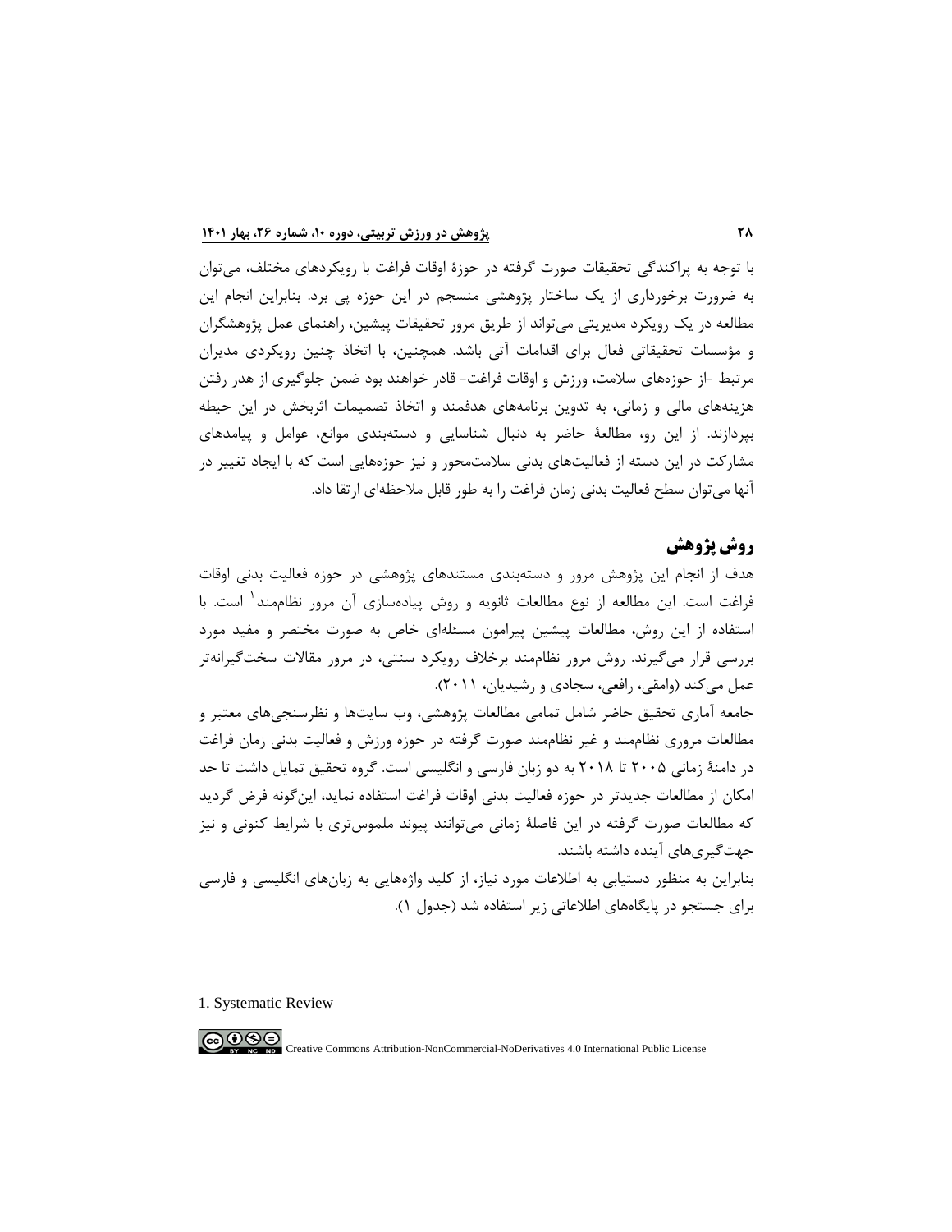با توجه به پراکندگی تحقیقات صورت گرفته در حوزهٔ اوقات فراغت با رویکردهای مختلف، می‌توان به ضرورت برخورداری از یک ساختار پژوهشی منسجم در این حوزه پی برد. بنابراین انجام این مطالعه در یک رویکرد مدیریتی می‌تواند از طریق مرور تحقیقات پیشین، راهنمای عمل پژوهشگران و مؤسسات تحقیقاتی فعال برای اقدامات آتی باشد. همچنین، با اتخاذ چنین رویکردی مدیران مرتبط -از حوزه‌های سلامت، ورزش و اوقات فراغت- قادر خواهند بود ضمن جلوگیری از هدر رفتن هزینه‌های مالی و زمانی، به تدوین برنامه‌های هدفمند و اتخاذ تصمیمات اثربخش در این حیطه بپردازند. از این رو، مطالعهٔ حاضر به دنبال شناسایی و دسته‌بندی موانع، عوامل و پیامدهای مشارکت در این دسته از فعالیت‌های بدنی سلامت‌محور و نیز حوزه‌هایی است که با ایجاد تغییر در آنها می‌توان سطح فعالیت بدنی زمان فراغت را به طور قابل ملاحظه‌ای ارتقا داد.

## روش پژوهش

هدف از انجام این پژوهش مرور و دسته‌بندی مستندهای پژوهشی در حوزه فعالیت بدنی اوقات فراغت است. این مطالعه از نوع مطالعات ثانویه و روش پیاده‌سازی آن مرور نظام‌مند[1] است. با استفاده از این روش، مطالعات پیشین پیرامون مسئله‌ای خاص به صورت مختصر و مفید مورد بررسی قرار می‌گیرند. روش مرور نظام‌مند برخلاف رویکرد سنتی، در مرور مقالات سخت‌گیرانه‌تر عمل می‌کند (وامقی، رافعی، سجادی و رشیدیان، ۲۰۱۱).

جامعه آماری تحقیق حاضر شامل تمامی مطالعات پژوهشی، وب سایت‌ها و نظرسنجی‌های معتبر و مطالعات مروری نظام‌مند و غیر نظام‌مند صورت گرفته در حوزه ورزش و فعالیت بدنی زمان فراغت در دامنهٔ زمانی ۲۰۰۵ تا ۲۰۱۸ به دو زبان فارسی و انگلیسی است. گروه تحقیق تمایل داشت تا حد امکان از مطالعات جدیدتر در حوزه فعالیت بدنی اوقات فراغت استفاده نماید، این‌گونه فرض گردید که مطالعات صورت گرفته در این فاصلهٔ زمانی می‌توانند پیوند ملموس‌تری با شرایط کنونی و نیز جهت‌گیری‌های آینده داشته باشند.

بنابراین به منظور دستیابی به اطلاعات مورد نیاز، از کلید واژه‌هایی به زبان‌های انگلیسی و فارسی برای جستجو در پایگاه‌های اطلاعاتی زیر استفاده شد (جدول ۱).

---

1. Systematic Review

Creative Commons Attribution-NonCommercial-NoDerivatives 4.0 International Public License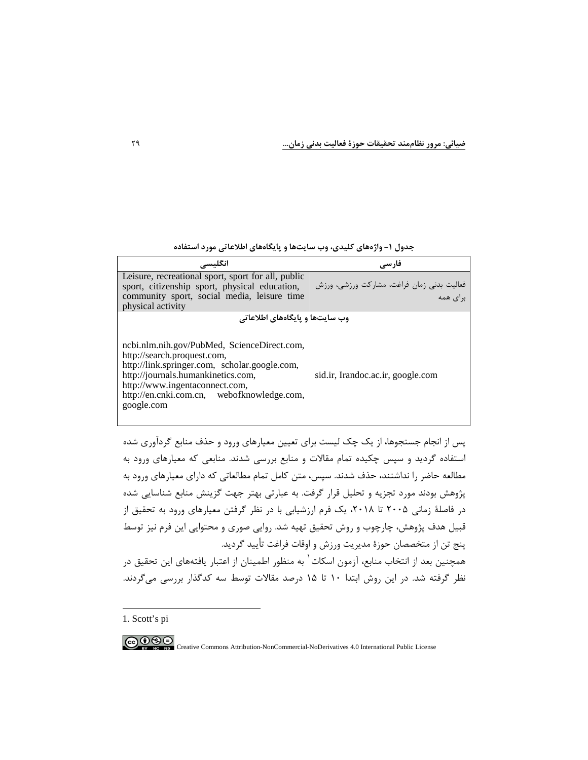جدول ۱- واژه‌های کلیدی، وب سایت‌ها و پایگاه‌های اطلاعاتی مورد استفاده

| فارسی | انگلیسی |
|---|---|
| فعالیت بدنی زمان فراغت، مشارکت ورزشی، ورزش برای همه | Leisure, recreational sport, sport for all, public sport, citizenship sport, physical education, community sport, social media, leisure time physical activity |
| **وب سایت‌ها و پایگاه‌های اطلاعاتی** | |
| sid.ir, Irandoc.ac.ir, google.com | ncbi.nlm.nih.gov/PubMed, ScienceDirect.com, http://search.proquest.com, http://link.springer.com, scholar.google.com, http://journals.humankinetics.com, http://www.ingentaconnect.com, http://en.cnki.com.cn, webofknowledge.com, google.com |

پس از انجام جستجوها، از یک چک لیست برای تعیین معیارهای ورود و حذف منابع گردآوری شده استفاده گردید و سپس چکیده تمام مقالات و منابع بررسی شدند. منابعی که معیارهای ورود به مطالعه حاضر را نداشتند، حذف شدند. سپس، متن کامل تمام مطالعاتی که دارای معیارهای ورود به پژوهش بودند مورد تجزیه و تحلیل قرار گرفت. به عبارتی بهتر جهت گزینش منابع شناسایی شده در فاصلهٔ زمانی ۲۰۰۵ تا ۲۰۱۸، یک فرم ارزشیابی با در نظر گرفتن معیارهای ورود به تحقیق از قبیل هدف پژوهش، چارچوب و روش تحقیق تهیه شد. روایی صوری و محتوایی این فرم نیز توسط پنج تن از متخصصان حوزهٔ مدیریت ورزش و اوقات فراغت تأیید گردید.

همچنین بعد از انتخاب منابع، آزمون اسکات[1] به منظور اطمینان از اعتبار یافته‌های این تحقیق در نظر گرفته شد. در این روش ابتدا ۱۰ تا ۱۵ درصد مقالات توسط سه کدگذار بررسی می‌گردند.

---

1. Scott’s pi

Creative Commons Attribution-NonCommercial-NoDerivatives 4.0 International Public License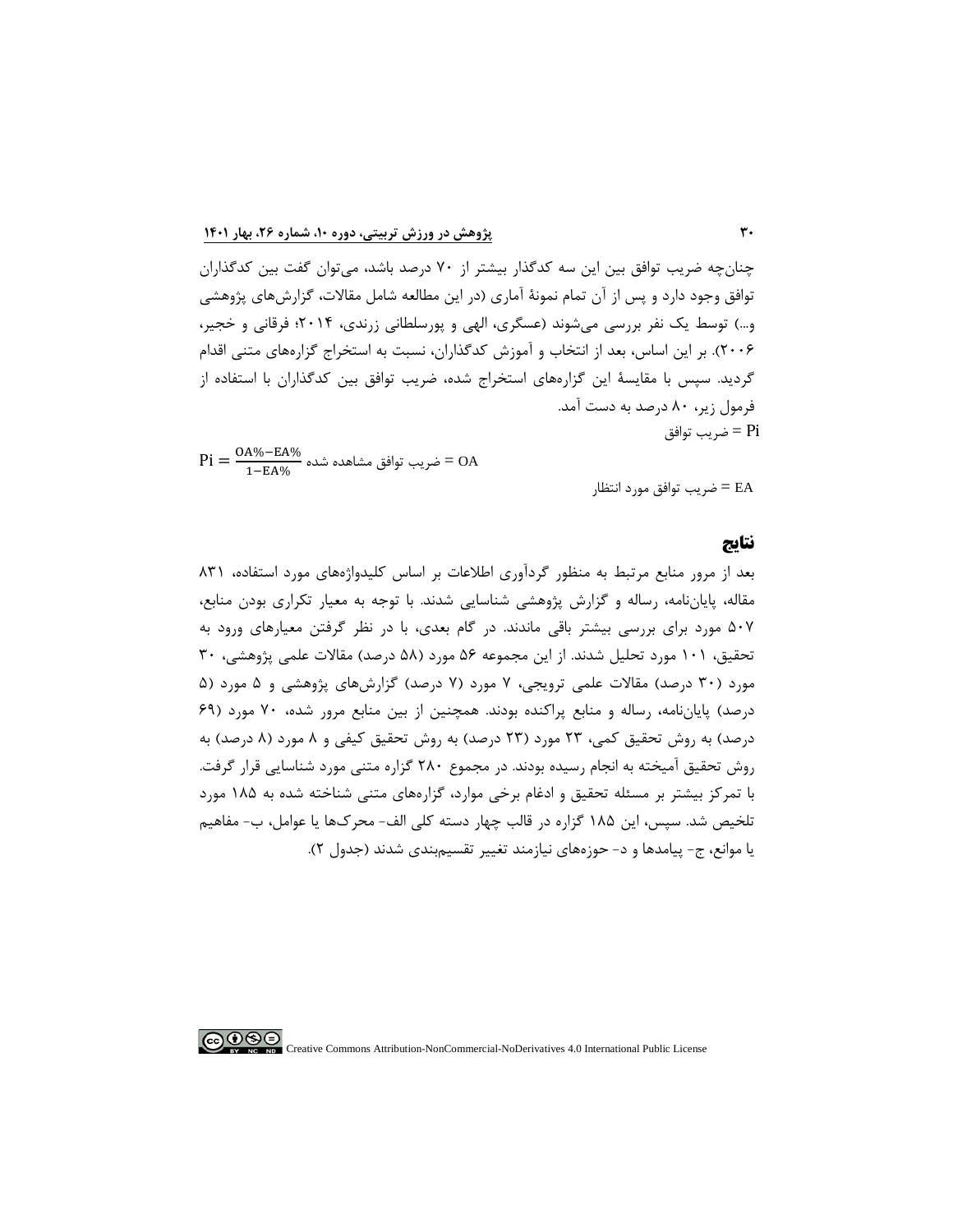چنان‌چه ضریب توافق بین این سه کدگذار بیشتر از ۷۰ درصد باشد، می‌توان گفت بین کدگذاران توافق وجود دارد و پس از آن تمام نمونهٔ آماری (در این مطالعه شامل مقالات، گزارش‌های پژوهشی و...) توسط یک نفر بررسی می‌شوند (عسگری، الهی و پورسلطانی زرندی، ۲۰۱۴؛ فرقانی و خجیر، ۲۰۰۶). بر این اساس، بعد از انتخاب و آموزش کدگذاران، نسبت به استخراج گزاره‌های متنی اقدام گردید. سپس با مقایسهٔ این گزاره‌های استخراج شده، ضریب توافق بین کدگذاران با استفاده از فرمول زیر، ۸۰ درصد به دست آمد.

Pi = ضریب توافق

$$Pi = \frac{OA\% - EA\%}{1 - EA\%}$$

OA = ضریب توافق مشاهده شده

EA = ضریب توافق مورد انتظار

## نتایج

بعد از مرور منابع مرتبط به منظور گردآوری اطلاعات بر اساس کلیدواژه‌های مورد استفاده، ۸۳۱ مقاله، پایان‌نامه، رساله و گزارش پژوهشی شناسایی شدند. با توجه به معیار تکراری بودن منابع، ۵۰۷ مورد برای بررسی بیشتر باقی ماندند. در گام بعدی، با در نظر گرفتن معیارهای ورود به تحقیق، ۱۰۱ مورد تحلیل شدند. از این مجموعه ۵۶ مورد (۵۸ درصد) مقالات علمی پژوهشی، ۳۰ مورد (۳۰ درصد) مقالات علمی ترویجی، ۷ مورد (۷ درصد) گزارش‌های پژوهشی و ۵ مورد (۵ درصد) پایان‌نامه، رساله و منابع پراکنده بودند. همچنین از بین منابع مرور شده، ۷۰ مورد (۶۹ درصد) به روش تحقیق کمی، ۲۳ مورد (۲۳ درصد) به روش تحقیق کیفی و ۸ مورد (۸ درصد) به روش تحقیق آمیخته به انجام رسیده بودند. در مجموع ۲۸۰ گزاره متنی مورد شناسایی قرار گرفت. با تمرکز بیشتر بر مسئله تحقیق و ادغام برخی موارد، گزاره‌های متنی شناخته شده به ۱۸۵ مورد تلخیص شد. سپس، این ۱۸۵ گزاره در قالب چهار دسته کلی الف- محرک‌ها یا عوامل، ب- مفاهیم یا موانع، ج- پیامدها و د- حوزه‌های نیازمند تغییر تقسیم‌بندی شدند (جدول ۲).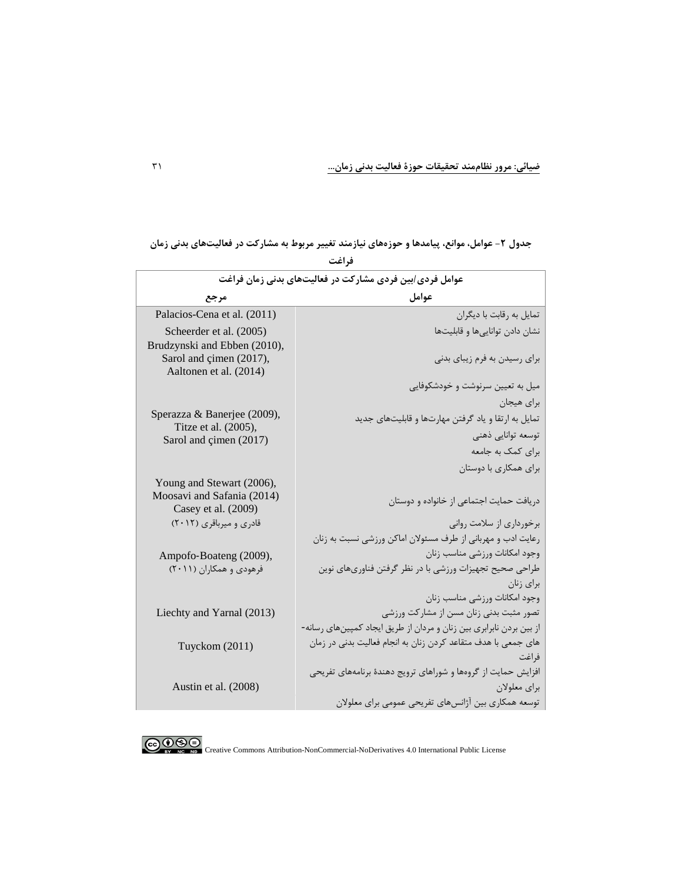**جدول ۲- عوامل، موانع، پیامدها و حوزه‌های نیازمند تغییر مربوط به مشارکت در فعالیت‌های بدنی زمان فراغت**

| عوامل فردی/بین فردی مشارکت در فعالیت‌های بدنی زمان فراغت | |
|---|---|
| **عوامل** | **مرجع** |
| تمایل به رقابت با دیگران | Palacios-Cena et al. (2011) |
| نشان دادن توانایی‌ها و قابلیت‌ها | Scheerder et al. (2005) |
| برای رسیدن به فرم زیبای بدنی | Brudzynski and Ebben (2010), Sarol and çimen (2017), Aaltonen et al. (2014) |
| میل به تعیین سرنوشت و خودشکوفایی<br>برای هیجان<br>تمایل به ارتقا و یاد گرفتن مهارت‌ها و قابلیت‌های جدید<br>توسعه توانایی ذهنی<br>برای کمک به جامعه<br>برای همکاری با دوستان | Sperazza & Banerjee (2009), Titze et al. (2005), Sarol and çimen (2017) |
| دریافت حمایت اجتماعی از خانواده و دوستان | Young and Stewart (2006), Moosavi and Safania (2014) Casey et al. (2009) |
| برخورداری از سلامت روانی | قادری و میرباقری (۲۰۱۲) |
| رعایت ادب و مهربانی از طرف مسئولان اماکن ورزشی نسبت به زنان<br>وجود امکانات ورزشی مناسب زنان<br>طراحی صحیح تجهیزات ورزشی با در نظر گرفتن فناوری‌های نوین برای زنان<br>وجود امکانات ورزشی مناسب زنان | Ampofo-Boateng (2009), فرهودی و همکاران (۲۰۱۱) |
| تصور مثبت بدنی زنان مسن از مشارکت ورزشی | Liechty and Yarnal (2013) |
| از بین بردن نابرابری بین زنان و مردان از طریق ایجاد کمپین‌های رسانه‌های جمعی با هدف متقاعد کردن زنان به انجام فعالیت بدنی در زمان فراغت | Tuyckom (2011) |
| افزایش حمایت از گروه‌ها و شوراهای ترویج دهندهٔ برنامه‌های تفریحی برای معلولان<br>توسعه همکاری بین آژانس‌های تفریحی عمومی برای معلولان | Austin et al. (2008) |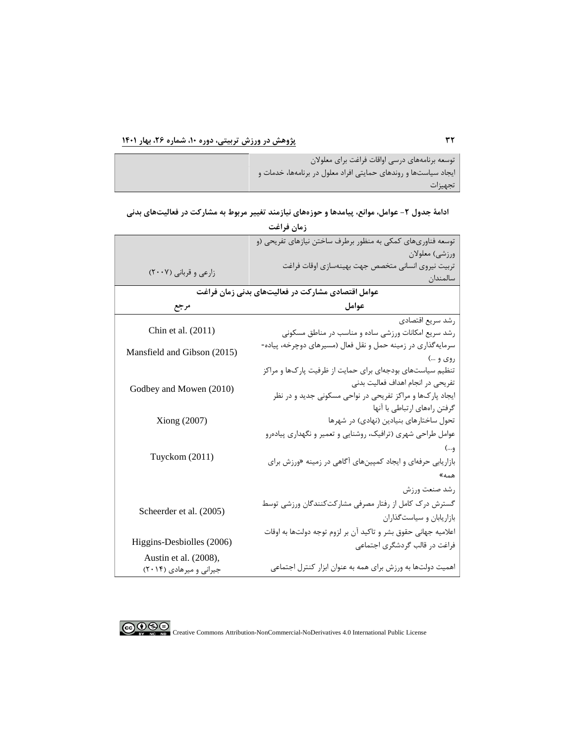| | |
|---|---|
| توسعه برنامه‌های درسی اوقات فراغت برای معلولان<br>ایجاد سیاست‌ها و روندهای حمایتی افراد معلول در برنامه‌ها، خدمات و تجهیزات | |

**ادامهٔ جدول ۲- عوامل، موانع، پیامدها و حوزه‌های نیازمند تغییر مربوط به مشارکت در فعالیت‌های بدنی زمان فراغت**

| | |
|---|---|
| توسعه فناوری‌های کمکی به منظور برطرف ساختن نیازهای تفریحی (و ورزشی) معلولان<br>تربیت نیروی انسانی متخصص جهت بهینه‌سازی اوقات فراغت سالمندان | زارعی و قربانی (۲۰۰۷) |
| **عوامل اقتصادی مشارکت در فعالیت‌های بدنی زمان فراغت** | |
| **عوامل** | **مرجع** |
| رشد سریع اقتصادی<br>رشد سریع امکانات ورزشی ساده و مناسب در مناطق مسکونی | Chin et al. (2011) |
| سرمایه‌گذاری در زمینه حمل و نقل فعال (مسیرهای دوچرخه، پیاده‌روی و ...) | Mansfield and Gibson (2015) |
| تنظیم سیاست‌های بودجه‌ای برای حمایت از ظرفیت پارک‌ها و مراکز تفریحی در انجام اهداف فعالیت بدنی<br>ایجاد پارک‌ها و مراکز تفریحی در نواحی مسکونی جدید و در نظر گرفتن راه‌های ارتباطی با آنها | Godbey and Mowen (2010) |
| تحول ساختارهای بنیادین (نهادی) در شهرها | Xiong (2007) |
| عوامل طراحی شهری (ترافیک، روشنایی و تعمیر و نگهداری پیاده‌رو و...)<br>بازاریابی حرفه‌ای و ایجاد کمپین‌های آگاهی در زمینه «ورزش برای همه» | Tuyckom (2011) |
| رشد صنعت ورزش<br>گسترش درک کامل از رفتار مصرفی مشارکت‌کنندگان ورزشی توسط بازاریابان و سیاست‌گذاران | Scheerder et al. (2005) |
| اعلامیه جهانی حقوق بشر و تاکید آن بر لزوم توجه دولت‌ها به اوقات فراغت در قالب گردشگری اجتماعی | Higgins-Desbiolles (2006) |
| اهمیت دولت‌ها به ورزش برای همه به عنوان ابزار کنترل اجتماعی | Austin et al. (2008),<br>جیرانی و میرهادی (۲۰۱۴) |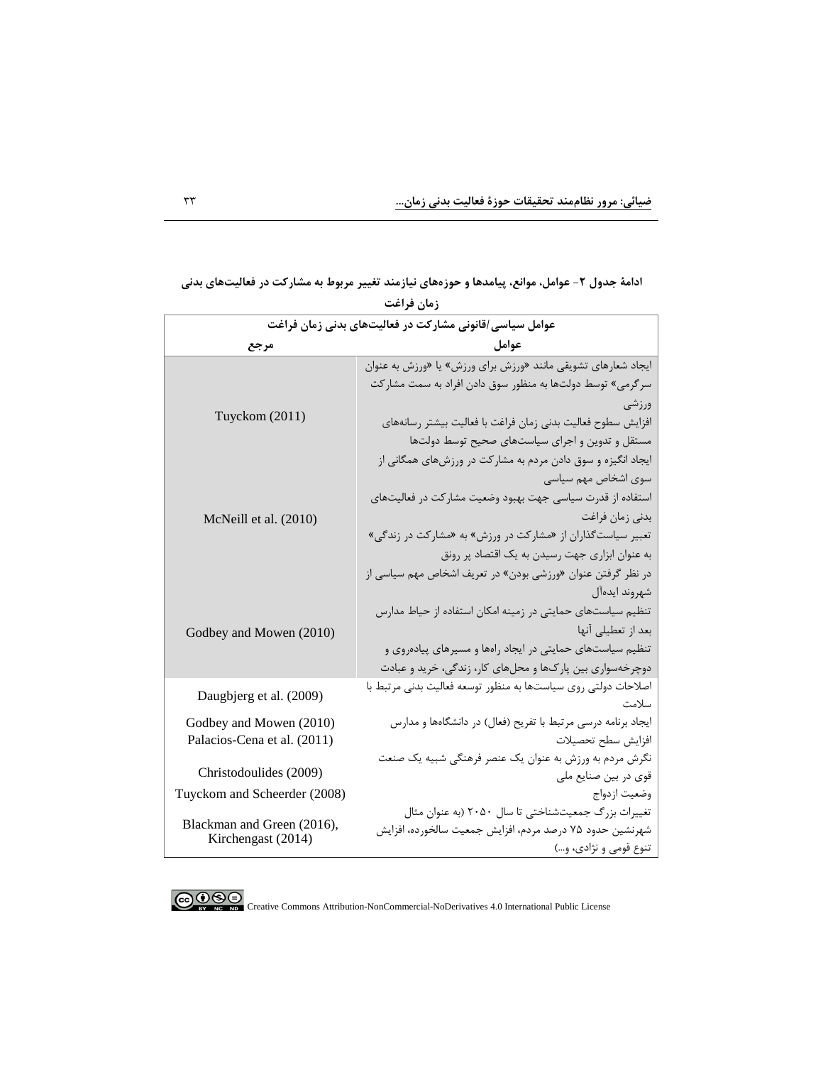ادامهٔ جدول ۲- عوامل، موانع، پیامدها و حوزه‌های نیازمند تغییر مربوط به مشارکت در فعالیت‌های بدنی زمان فراغت

| عوامل سیاسی/قانونی مشارکت در فعالیت‌های بدنی زمان فراغت | |
|---|---|
| **عوامل** | **مرجع** |
| ایجاد شعارهای تشویقی مانند «ورزش برای ورزش» یا «ورزش به عنوان سرگرمی» توسط دولت‌ها به منظور سوق دادن افراد به سمت مشارکت ورزشی<br>افزایش سطوح فعالیت بدنی زمان فراغت با فعالیت بیشتر رسانه‌های مستقل و تدوین و اجرای سیاست‌های صحیح توسط دولت‌ها | Tuyckom (2011) |
| ایجاد انگیزه و سوق دادن مردم به مشارکت در ورزش‌های همگانی از سوی اشخاص مهم سیاسی<br>استفاده از قدرت سیاسی جهت بهبود وضعیت مشارکت در فعالیت‌های بدنی زمان فراغت<br>تعبیر سیاست‌گذاران از «مشارکت در ورزش» به «مشارکت در زندگی» به عنوان ابزاری جهت رسیدن به یک اقتصاد پر رونق<br>در نظر گرفتن عنوان «ورزشی بودن» در تعریف اشخاص مهم سیاسی از شهروند ایده‌آل | McNeill et al. (2010) |
| تنظیم سیاست‌های حمایتی در زمینه امکان استفاده از حیاط مدارس بعد از تعطیلی آنها<br>تنظیم سیاست‌های حمایتی در ایجاد راه‌ها و مسیرهای پیاده‌روی و دوچرخه‌سواری بین پارک‌ها و محل‌های کار، زندگی، خرید و عبادت | Godbey and Mowen (2010) |
| اصلاحات دولتی روی سیاست‌ها به منظور توسعه فعالیت بدنی مرتبط با سلامت | Daugbjerg et al. (2009) |
| ایجاد برنامه درسی مرتبط با تفریح (فعال) در دانشگاه‌ها و مدارس | Godbey and Mowen (2010) |
| افزایش سطح تحصیلات | Palacios-Cena et al. (2011) |
| نگرش مردم به ورزش به عنوان یک عنصر فرهنگی شبیه یک صنعت قوی در بین صنایع ملی | Christodoulides (2009) |
| وضعیت ازدواج | Tuyckom and Scheerder (2008) |
| تغییرات بزرگ جمعیت‌شناختی تا سال ۲۰۵۰ (به عنوان مثال شهرنشین حدود ۷۵ درصد مردم، افزایش جمعیت سالخورده، افزایش تنوع قومی و نژادی، و...) | Blackman and Green (2016), Kirchengast (2014) |

Creative Commons Attribution-NonCommercial-NoDerivatives 4.0 International Public License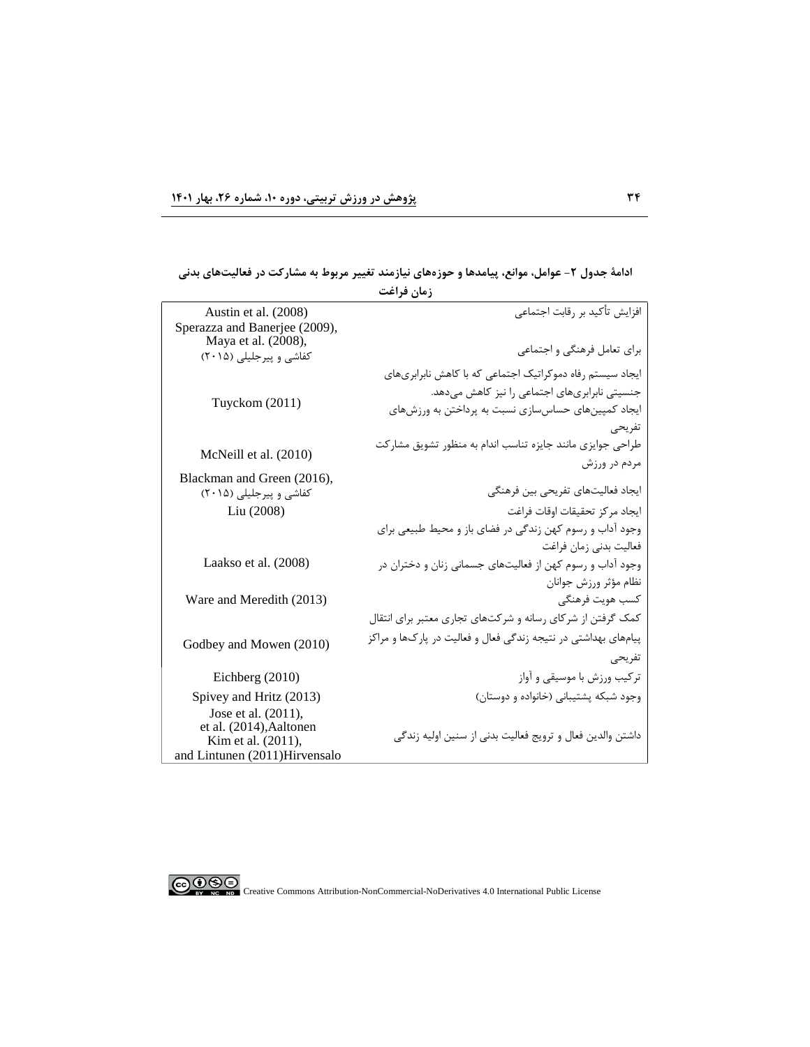**ادامهٔ جدول ۲- عوامل، موانع، پیامدها و حوزه‌های نیازمند تغییر مربوط به مشارکت در فعالیت‌های بدنی زمان فراغت**

| | |
|---|---|
| افزایش تأکید بر رقابت اجتماعی | Austin et al. (2008) |
| برای تعامل فرهنگی و اجتماعی | Sperazza and Banerjee (2009), Maya et al. (2008), کفاشی و پیرجلیلی (۲۰۱۵) |
| ایجاد سیستم رفاه دموکراتیک اجتماعی که با کاهش نابرابری‌های جنسیتی نابرابری‌های اجتماعی را نیز کاهش می‌دهد. ایجاد کمپین‌های حساس‌سازی نسبت به پرداختن به ورزش‌های تفریحی | Tuyckom (2011) |
| طراحی جوایزی مانند جایزه تناسب اندام به منظور تشویق مشارکت مردم در ورزش | McNeill et al. (2010) |
| ایجاد فعالیت‌های تفریحی بین فرهنگی | Blackman and Green (2016), کفاشی و پیرجلیلی (۲۰۱۵) |
| ایجاد مرکز تحقیقات اوقات فراغت | Liu (2008) |
| وجود آداب و رسوم کهن زندگی در فضای باز و محیط طبیعی برای فعالیت بدنی زمان فراغت<br>وجود آداب و رسوم کهن از فعالیت‌های جسمانی زنان و دختران در نظام مؤثر ورزش جوانان | Laakso et al. (2008) |
| کسب هویت فرهنگی | Ware and Meredith (2013) |
| کمک گرفتن از شرکای رسانه و شرکت‌های تجاری معتبر برای انتقال پیام‌های بهداشتی در نتیجه زندگی فعال و فعالیت در پارک‌ها و مراکز تفریحی | Godbey and Mowen (2010) |
| ترکیب ورزش با موسیقی و آواز | Eichberg (2010) |
| وجود شبکه پشتیبانی (خانواده و دوستان) | Spivey and Hritz (2013) |
| داشتن والدین فعال و ترویج فعالیت بدنی از سنین اولیه زندگی | Jose et al. (2011), Aaltonen et al. (2014), Kim et al. (2011), Hirvensalo and Lintunen (2011) |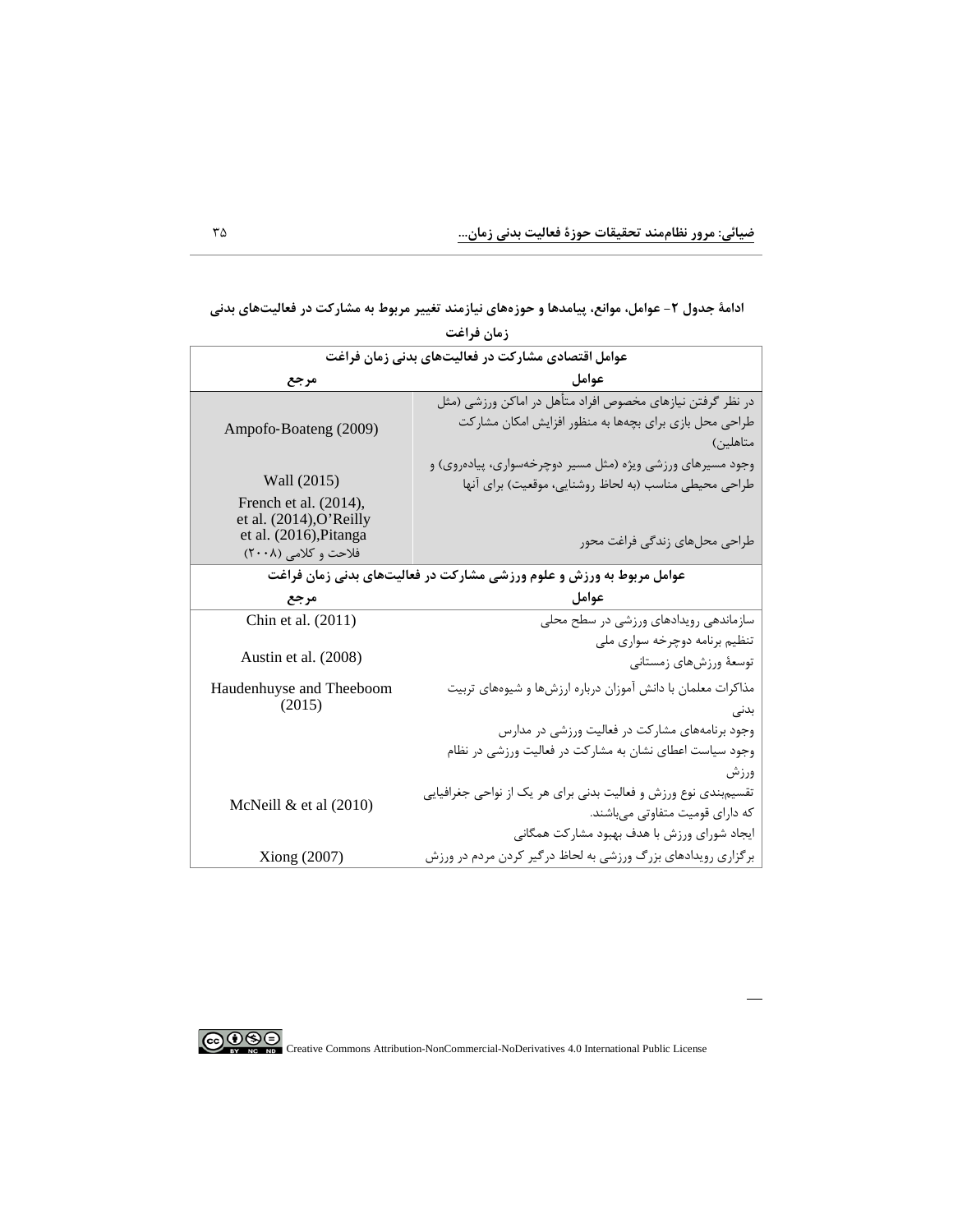ادامهٔ جدول ۲- عوامل، موانع، پیامدها و حوزه‌های نیازمند تغییر مربوط به مشارکت در فعالیت‌های بدنی زمان فراغت

| عوامل اقتصادی مشارکت در فعالیت‌های بدنی زمان فراغت | |
|---|---|
| **عوامل** | **مرجع** |
| در نظر گرفتن نیازهای مخصوص افراد متأهل در اماکن ورزشی (مثل طراحی محل بازی برای بچه‌ها به منظور افزایش امکان مشارکت متاهلین) | Ampofo-Boateng (2009) |
| وجود مسیرهای ورزشی ویژه (مثل مسیر دوچرخه‌سواری، پیاده‌روی) و طراحی محیطی مناسب (به لحاظ روشنایی، موقعیت) برای آنها | Wall (2015) |
| طراحی محل‌های زندگی فراغت محور | French et al. (2014), et al. (2014),O'Reilly et al. (2016),Pitanga فلاحت و کلامی (۲۰۰۸) |
| **عوامل مربوط به ورزش و علوم ورزشی مشارکت در فعالیت‌های بدنی زمان فراغت** | |
| **عوامل** | **مرجع** |
| سازماندهی رویدادهای ورزشی در سطح محلی | Chin et al. (2011) |
| تنظیم برنامه دوچرخه سواری ملی | |
| توسعهٔ ورزش‌های زمستانی | Austin et al. (2008) |
| مذاکرات معلمان با دانش آموزان درباره ارزش‌ها و شیوه‌های تربیت بدنی | Haudenhuyse and Theeboom (2015) |
| وجود برنامه‌های مشارکت در فعالیت ورزشی در مدارس | |
| وجود سیاست اعطای نشان به مشارکت در فعالیت ورزشی در نظام ورزش | |
| تقسیم‌بندی نوع ورزش و فعالیت بدنی برای هر یک از نواحی جغرافیایی که دارای قومیت متفاوتی می‌باشند. | McNeill & et al (2010) |
| ایجاد شورای ورزش با هدف بهبود مشارکت همگانی | |
| برگزاری رویدادهای بزرگ ورزشی به لحاظ درگیر کردن مردم در ورزش | Xiong (2007) |

Creative Commons Attribution-NonCommercial-NoDerivatives 4.0 International Public License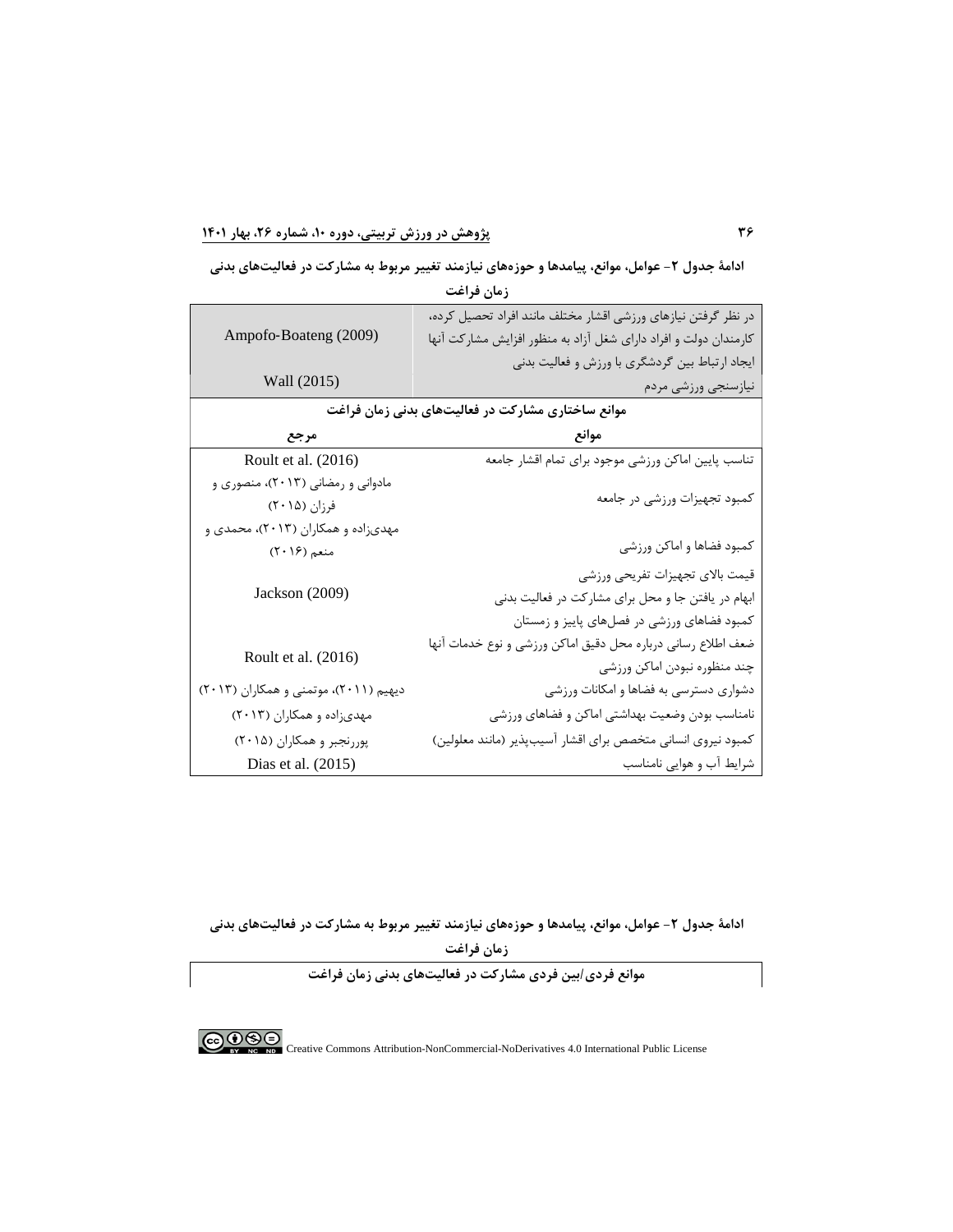ادامهٔ جدول ۲- عوامل، موانع، پیامدها و حوزه‌های نیازمند تغییر مربوط به مشارکت در فعالیت‌های بدنی زمان فراغت

| | |
|---|---|
| در نظر گرفتن نیازهای ورزشی اقشار مختلف مانند افراد تحصیل کرده، کارمندان دولت و افراد دارای شغل آزاد به منظور افزایش مشارکت آنها ایجاد ارتباط بین گردشگری با ورزش و فعالیت بدنی | Ampofo-Boateng (2009) |
| نیازسنجی ورزشی مردم | Wall (2015) |
| **موانع ساختاری مشارکت در فعالیت‌های بدنی زمان فراغت** | |
| **موانع** | **مرجع** |
| تناسب پایین اماکن ورزشی موجود برای تمام اقشار جامعه | Roult et al. (2016) |
| کمبود تجهیزات ورزشی در جامعه | مادوانی و رمضانی (۲۰۱۳)، منصوری و فرزان (۲۰۱۵) |
| کمبود فضاها و اماکن ورزشی | مهدی‌زاده و همکاران (۲۰۱۳)، محمدی و منعم (۲۰۱۶) |
| قیمت بالای تجهیزات تفریحی ورزشی ابهام در یافتن جا و محل برای مشارکت در فعالیت بدنی کمبود فضاهای ورزشی در فصل‌های پاییز و زمستان | Jackson (2009) |
| ضعف اطلاع رسانی درباره محل دقیق اماکن ورزشی و نوع خدمات آنها چند منظوره نبودن اماکن ورزشی | Roult et al. (2016) |
| دشواری دسترسی به فضاها و امکانات ورزشی | دیهیم (۲۰۱۱)، موتمنی و همکاران (۲۰۱۳) |
| نامناسب بودن وضعیت بهداشتی اماکن و فضاهای ورزشی | مهدی‌زاده و همکاران (۲۰۱۳) |
| کمبود نیروی انسانی متخصص برای اقشار آسیب‌پذیر (مانند معلولین) | پوررنجبر و همکاران (۲۰۱۵) |
| شرایط آب و هوایی نامناسب | Dias et al. (2015) |

ادامهٔ جدول ۲- عوامل، موانع، پیامدها و حوزه‌های نیازمند تغییر مربوط به مشارکت در فعالیت‌های بدنی زمان فراغت

| **موانع فردی/بین فردی مشارکت در فعالیت‌های بدنی زمان فراغت** |
|---|

Creative Commons Attribution-NonCommercial-NoDerivatives 4.0 International Public License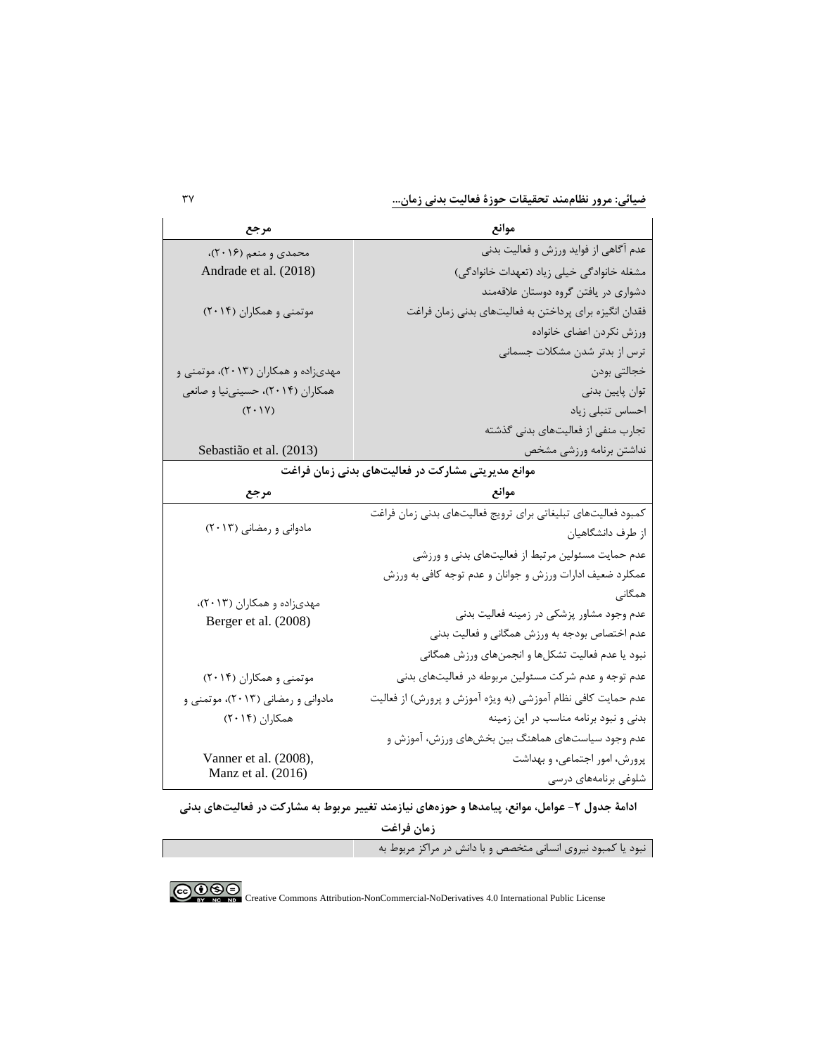| مرجع | موانع |
|---|---|
| محمدی و منعم (۲۰۱۶)، Andrade et al. (2018) | عدم آگاهی از فواید ورزش و فعالیت بدنی<br>مشغله خانوادگی خیلی زیاد (تعهدات خانوادگی)<br>دشواری در یافتن گروه دوستان علاقه‌مند |
| موتمنی و همکاران (۲۰۱۴) | فقدان انگیزه برای پرداختن به فعالیت‌های بدنی زمان فراغت<br>ورزش نکردن اعضای خانواده<br>ترس از بدتر شدن مشکلات جسمانی |
| مهدی‌زاده و همکاران (۲۰۱۳)، موتمنی و همکاران (۲۰۱۴)، حسینی‌نیا و صانعی (۲۰۱۷) | خجالتی بودن<br>توان پایین بدنی<br>احساس تنبلی زیاد<br>تجارب منفی از فعالیت‌های بدنی گذشته |
| Sebastião et al. (2013) | نداشتن برنامه ورزشی مشخص |
| **موانع مدیریتی مشارکت در فعالیت‌های بدنی زمان فراغت** | |
| **مرجع** | **موانع** |
| مادوانی و رمضانی (۲۰۱۳) | کمبود فعالیت‌های تبلیغاتی برای ترویج فعالیت‌های بدنی زمان فراغت از طرف دانشگاهیان |
| مهدی‌زاده و همکاران (۲۰۱۳)، Berger et al. (2008) | عدم حمایت مسئولین مرتبط از فعالیت‌های بدنی و ورزشی<br>عملکرد ضعیف ادارات ورزش و جوانان و عدم توجه کافی به ورزش همگانی<br>عدم وجود مشاور پزشکی در زمینه فعالیت بدنی<br>عدم اختصاص بودجه به ورزش همگانی و فعالیت بدنی<br>نبود یا عدم فعالیت تشکل‌ها و انجمن‌های ورزش همگانی |
| موتمنی و همکاران (۲۰۱۴) | عدم توجه و عدم شرکت مسئولین مربوطه در فعالیت‌های بدنی |
| مادوانی و رمضانی (۲۰۱۳)، موتمنی و همکاران (۲۰۱۴) | عدم حمایت کافی نظام آموزشی (به ویژه آموزش و پرورش) از فعالیت بدنی و نبود برنامه مناسب در این زمینه |
| Vanner et al. (2008), Manz et al. (2016) | عدم وجود سیاست‌های هماهنگ بین بخش‌های ورزش، آموزش و پرورش، امور اجتماعی، و بهداشت<br>شلوغی برنامه‌های درسی |

**ادامهٔ جدول ۲- عوامل، موانع، پیامدها و حوزه‌های نیازمند تغییر مربوط به مشارکت در فعالیت‌های بدنی زمان فراغت**

| | |
|---|---|
| | نبود یا کمبود نیروی انسانی متخصص و با دانش در مراکز مربوط به |

Creative Commons Attribution-NonCommercial-NoDerivatives 4.0 International Public License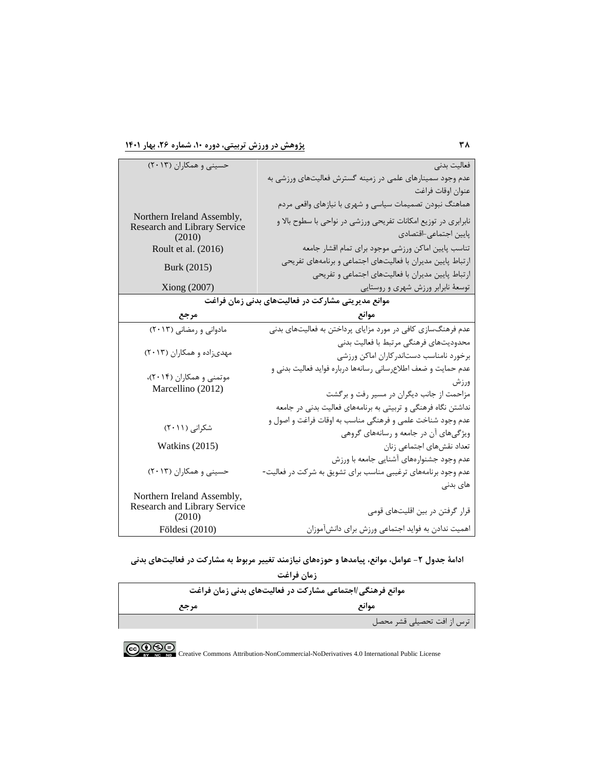| موانع | مرجع |
|---|---|
| فعالیت بدنی<br>عدم وجود سمینارهای علمی در زمینه گسترش فعالیت‌های ورزشی به عنوان اوقات فراغت<br>هماهنگ نبودن تصمیمات سیاسی و شهری با نیازهای واقعی مردم | حسینی و همکاران (۲۰۱۳) |
| نابرابری در توزیع امکانات تفریحی ورزشی در نواحی با سطوح بالا و پایین اجتماعی-اقتصادی | Northern Ireland Assembly, Research and Library Service (2010) |
| تناسب پایین اماکن ورزشی موجود برای تمام اقشار جامعه | Roult et al. (2016) |
| ارتباط پایین مدیران با فعالیت‌های اجتماعی و برنامه‌های تفریحی<br>ارتباط پایین مدیران با فعالیت‌های اجتماعی و تفریحی | Burk (2015) |
| توسعهٔ نابرابر ورزش شهری و روستایی | Xiong (2007) |
| **موانع مدیریتی مشارکت در فعالیت‌های بدنی زمان فراغت** | |
| **موانع** | **مرجع** |
| عدم فرهنگ‌سازی کافی در مورد مزایای پرداختن به فعالیت‌های بدنی | مادوانی و رمضانی (۲۰۱۳) |
| محدودیت‌های فرهنگی مرتبط با فعالیت بدنی<br>برخورد نامناسب دست‌اندرکاران اماکن ورزشی | مهدی‌زاده و همکاران (۲۰۱۳) |
| عدم حمایت و ضعف اطلاع‌رسانی رسانه‌ها درباره فواید فعالیت بدنی و ورزش<br>مزاحمت از جانب دیگران در مسیر رفت و برگشت | موتمنی و همکاران (۲۰۱۴)، Marcellino (2012) |
| نداشتن نگاه فرهنگی و تربیتی به برنامه‌های فعالیت بدنی در جامعه<br>عدم وجود شناخت علمی و فرهنگی مناسب به اوقات فراغت و اصول و ویژگی‌های آن در جامعه و رسانه‌های گروهی | شکرانی (۲۰۱۱) |
| تعداد نقش‌های اجتماعی زنان | Watkins (2015) |
| عدم وجود جشنواره‌های آشنایی جامعه با ورزش<br>عدم وجود برنامه‌های ترغیبی مناسب برای تشویق به شرکت در فعالیت‌های بدنی | حسینی و همکاران (۲۰۱۳) |
| قرار گرفتن در بین اقلیت‌های قومی | Northern Ireland Assembly, Research and Library Service (2010) |
| اهمیت ندادن به فواید اجتماعی ورزش برای دانش‌آموزان | Földesi (2010) |

**ادامهٔ جدول ۲- عوامل، موانع، پیامدها و حوزه‌های نیازمند تغییر مربوط به مشارکت در فعالیت‌های بدنی زمان فراغت**

| **موانع فرهنگی/اجتماعی مشارکت در فعالیت‌های بدنی زمان فراغت** | |
|---|---|
| **موانع** | **مرجع** |
| ترس از افت تحصیلی قشر محصل | |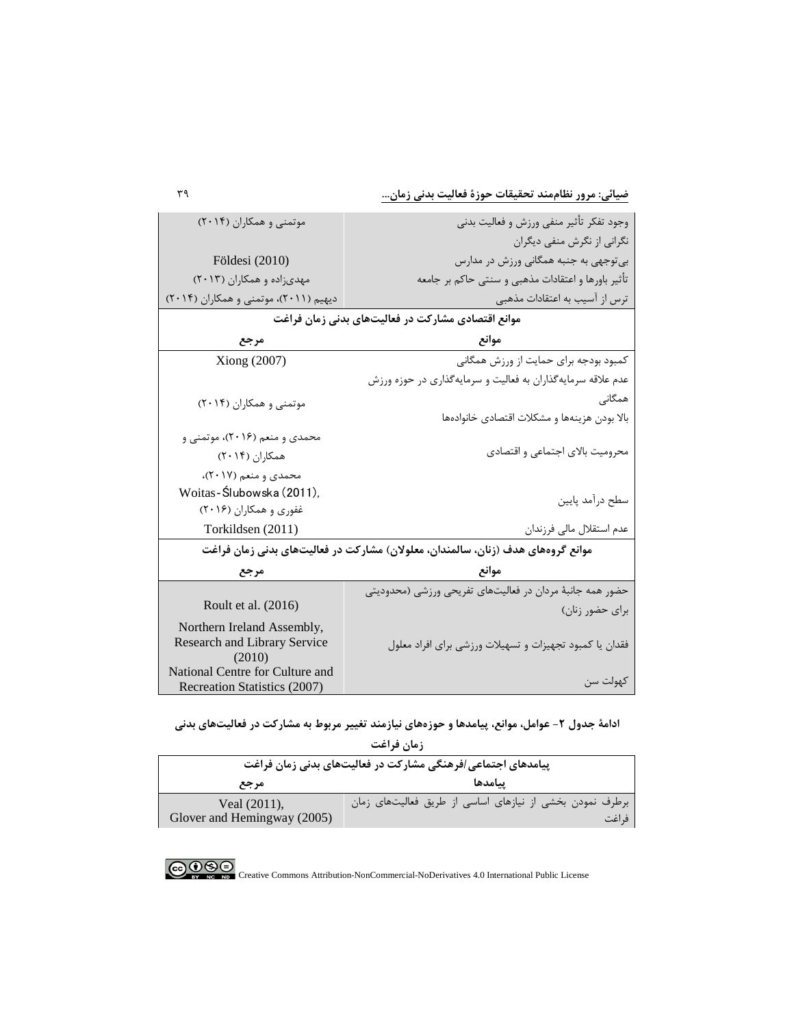| موانع | مرجع |
|---|---|
| وجود تفکر تأثیر منفی ورزش و فعالیت بدنی<br>نگرانی از نگرش منفی دیگران | موتمنی و همکاران (۲۰۱۴) |
| بی‌توجهی به جنبه همگانی ورزش در مدارس | Földesi (2010) |
| تأثیر باورها و اعتقادات مذهبی و سنتی حاکم بر جامعه | مهدی‌زاده و همکاران (۲۰۱۳) |
| ترس از آسیب به اعتقادات مذهبی | دیهیم (۲۰۱۱)، موتمنی و همکاران (۲۰۱۴) |
| **موانع اقتصادی مشارکت در فعالیت‌های بدنی زمان فراغت** | |
| **موانع** | **مرجع** |
| کمبود بودجه برای حمایت از ورزش همگانی | Xiong (2007) |
| عدم علاقه سرمایه‌گذاران به فعالیت و سرمایه‌گذاری در حوزه ورزش همگانی<br>بالا بودن هزینه‌ها و مشکلات اقتصادی خانواده‌ها | موتمنی و همکاران (۲۰۱۴) |
| محرومیت بالای اجتماعی و اقتصادی | محمدی و منعم (۲۰۱۶)، موتمنی و همکاران (۲۰۱۴) |
| سطح درآمد پایین | محمدی و منعم (۲۰۱۷)، Woitas-Ślubowska (2011)، غفوری و همکاران (۲۰۱۶) |
| عدم استقلال مالی فرزندان | Torkildsen (2011) |
| **موانع گروه‌های هدف (زنان، سالمندان، معلولان) مشارکت در فعالیت‌های بدنی زمان فراغت** | |
| **موانع** | **مرجع** |
| حضور همه جانبهٔ مردان در فعالیت‌های تفریحی ورزشی (محدودیتی برای حضور زنان) | Roult et al. (2016) |
| فقدان یا کمبود تجهیزات و تسهیلات ورزشی برای افراد معلول | Northern Ireland Assembly, Research and Library Service (2010) |
| کهولت سن | National Centre for Culture and Recreation Statistics (2007) |

**ادامهٔ جدول ۲- عوامل، موانع، پیامدها و حوزه‌های نیازمند تغییر مربوط به مشارکت در فعالیت‌های بدنی زمان فراغت**

| **پیامدهای اجتماعی/فرهنگی مشارکت در فعالیت‌های بدنی زمان فراغت** | |
|---|---|
| **پیامدها** | **مرجع** |
| برطرف نمودن بخشی از نیازهای اساسی از طریق فعالیت‌های زمان فراغت | Veal (2011), Glover and Hemingway (2005) |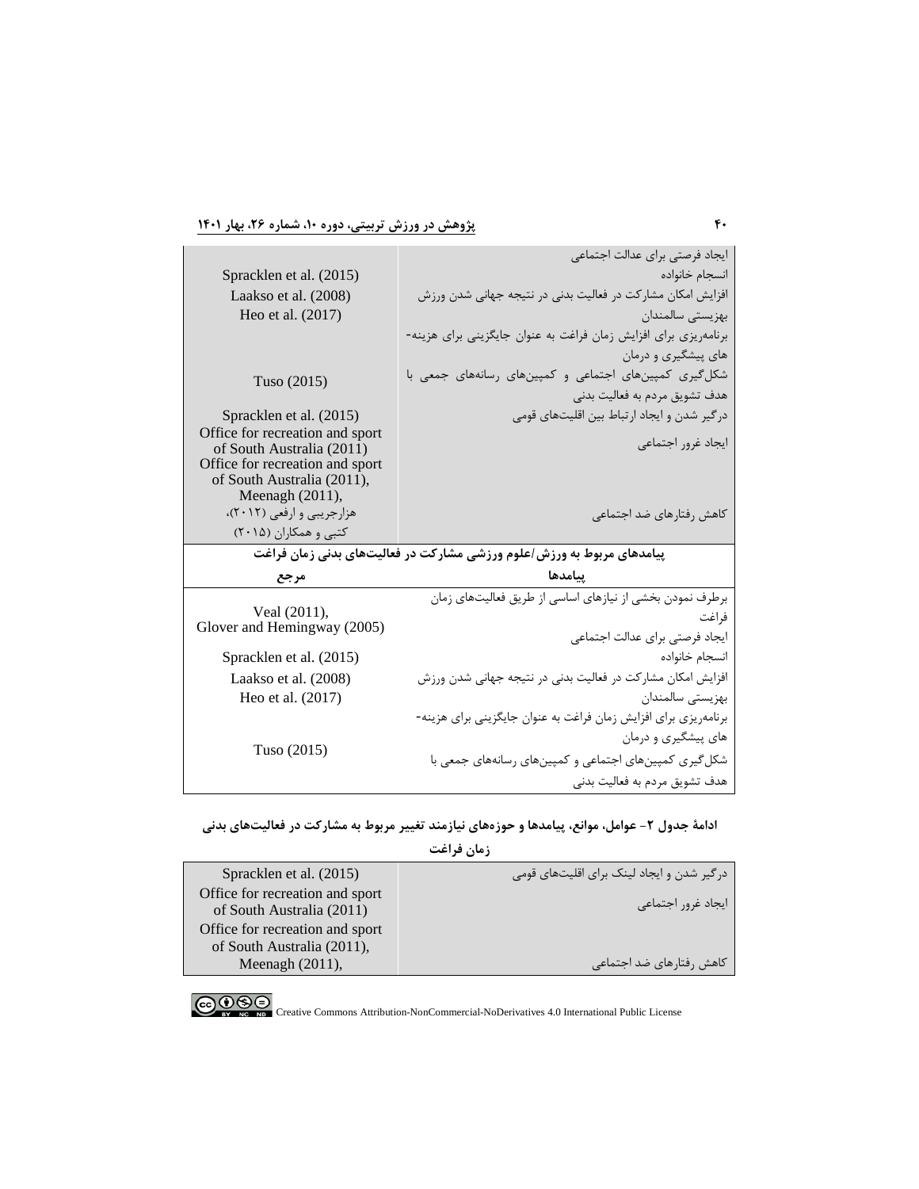| پیامدها | مرجع |
|---|---|
| ایجاد فرصتی برای عدالت اجتماعی | |
| انسجام خانواده | Spracklen et al. (2015) |
| افزایش امکان مشارکت در فعالیت بدنی در نتیجه جهانی شدن ورزش | Laakso et al. (2008) |
| بهزیستی سالمندان | Heo et al. (2017) |
| برنامه‌ریزی برای افزایش زمان فراغت به عنوان جایگزینی برای هزینه-های پیشگیری و درمان | |
| شکل‌گیری کمپین‌های اجتماعی و کمپین‌های رسانه‌های جمعی با هدف تشویق مردم به فعالیت بدنی | Tuso (2015) |
| درگیر شدن و ایجاد ارتباط بین اقلیت‌های قومی | Spracklen et al. (2015) |
| ایجاد غرور اجتماعی | Office for recreation and sport of South Australia (2011) |
| کاهش رفتارهای ضد اجتماعی | Office for recreation and sport of South Australia (2011), Meenagh (2011), هزارجریبی و ارفعی (۲۰۱۲)، کتبی و همکاران (۲۰۱۵) |
| **پیامدهای مربوط به ورزش/علوم ورزشی مشارکت در فعالیت‌های بدنی زمان فراغت** | |
| **پیامدها** | **مرجع** |
| برطرف نمودن بخشی از نیازهای اساسی از طریق فعالیت‌های زمان فراغت | Veal (2011), Glover and Hemingway (2005) |
| ایجاد فرصتی برای عدالت اجتماعی | |
| انسجام خانواده | Spracklen et al. (2015) |
| افزایش امکان مشارکت در فعالیت بدنی در نتیجه جهانی شدن ورزش | Laakso et al. (2008) |
| بهزیستی سالمندان | Heo et al. (2017) |
| برنامه‌ریزی برای افزایش زمان فراغت به عنوان جایگزینی برای هزینه-های پیشگیری و درمان | |
| شکل‌گیری کمپین‌های اجتماعی و کمپین‌های رسانه‌های جمعی با هدف تشویق مردم به فعالیت بدنی | Tuso (2015) |

**ادامهٔ جدول ۲- عوامل، موانع، پیامدها و حوزه‌های نیازمند تغییر مربوط به مشارکت در فعالیت‌های بدنی زمان فراغت**

| پیامدها | مرجع |
|---|---|
| درگیر شدن و ایجاد لینک برای اقلیت‌های قومی | Spracklen et al. (2015) |
| ایجاد غرور اجتماعی | Office for recreation and sport of South Australia (2011) |
| کاهش رفتارهای ضد اجتماعی | Office for recreation and sport of South Australia (2011), Meenagh (2011), |

Creative Commons Attribution-NonCommercial-NoDerivatives 4.0 International Public License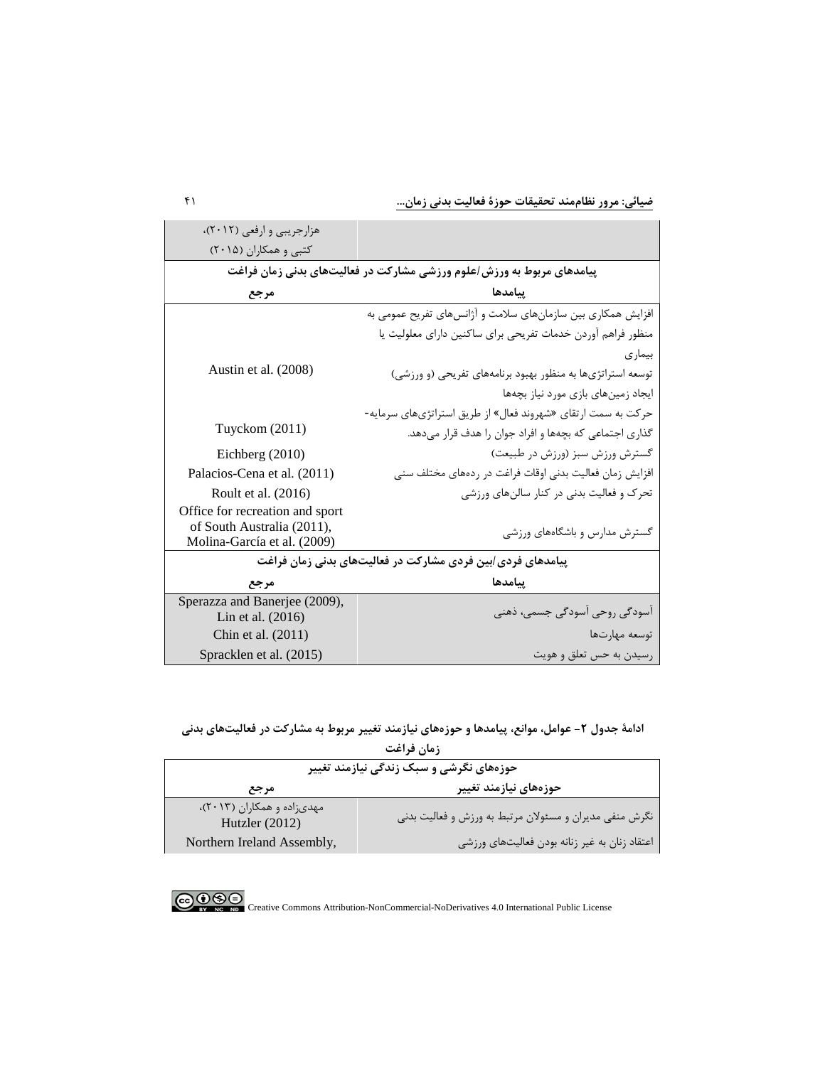| پیامدها | مرجع |
|---|---|
| | هزارجریبی و ارفعی (۲۰۱۲)، کتبی و همکاران (۲۰۱۵) |
| **پیامدهای مربوط به ورزش/علوم ورزشی مشارکت در فعالیت‌های بدنی زمان فراغت** | |
| **پیامدها** | **مرجع** |
| افزایش همکاری بین سازمان‌های سلامت و آژانس‌های تفریح عمومی به منظور فراهم آوردن خدمات تفریحی برای ساکنین دارای معلولیت یا بیماری<br>توسعه استراتژی‌ها به منظور بهبود برنامه‌های تفریحی (و ورزشی)<br>ایجاد زمین‌های بازی مورد نیاز بچه‌ها | Austin et al. (2008) |
| حرکت به سمت ارتقای «شهروند فعال» از طریق استراتژی‌های سرمایه-گذاری اجتماعی که بچه‌ها و افراد جوان را هدف قرار می‌دهد. | Tuyckom (2011) |
| گسترش ورزش سبز (ورزش در طبیعت) | Eichberg (2010) |
| افزایش زمان فعالیت بدنی اوقات فراغت در رده‌های مختلف سنی | Palacios-Cena et al. (2011) |
| تحرک و فعالیت بدنی در کنار سالن‌های ورزشی | Roult et al. (2016) |
| گسترش مدارس و باشگاه‌های ورزشی | Office for recreation and sport of South Australia (2011), Molina-García et al. (2009) |
| **پیامدهای فردی/بین فردی مشارکت در فعالیت‌های بدنی زمان فراغت** | |
| **پیامدها** | **مرجع** |
| آسودگی روحی آسودگی جسمی، ذهنی | Sperazza and Banerjee (2009), Lin et al. (2016) |
| توسعه مهارت‌ها | Chin et al. (2011) |
| رسیدن به حس تعلق و هویت | Spracklen et al. (2015) |

**ادامهٔ جدول ۲- عوامل، موانع، پیامدها و حوزه‌های نیازمند تغییر مربوط به مشارکت در فعالیت‌های بدنی زمان فراغت**

| حوزه‌های نگرشی و سبک زندگی نیازمند تغییر | |
|---|---|
| **حوزه‌های نیازمند تغییر** | **مرجع** |
| نگرش منفی مدیران و مسئولان مرتبط به ورزش و فعالیت بدنی | مهدی‌زاده و همکاران (۲۰۱۳)، Hutzler (2012) |
| اعتقاد زنان به غیر زنانه بودن فعالیت‌های ورزشی | Northern Ireland Assembly, |

Creative Commons Attribution-NonCommercial-NoDerivatives 4.0 International Public License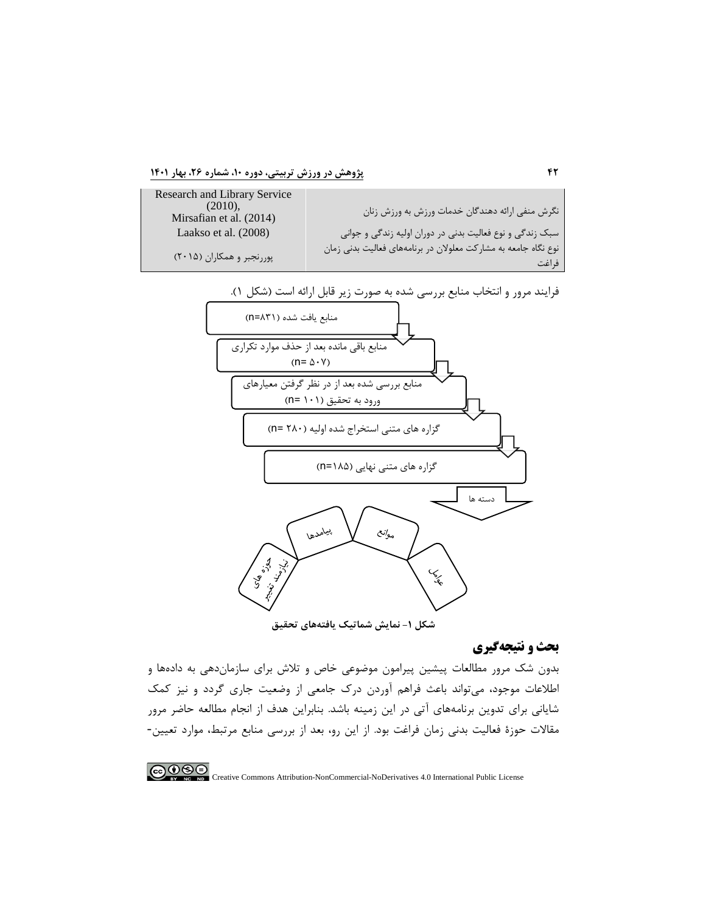| | |
|---|---|
| نگرش منفی ارائه دهندگان خدمات ورزش به ورزش زنان | Research and Library Service (2010), Mirsafian et al. (2014) |
| سبک زندگی و نوع فعالیت بدنی در دوران اولیه زندگی و جوانی | Laakso et al. (2008) |
| نوع نگاه جامعه به مشارکت معلولان در برنامه‌های فعالیت بدنی زمان فراغت | پوررنجبر و همکاران (۲۰۱۵) |

فرایند مرور و انتخاب منابع بررسی شده به صورت زیر قابل ارائه است (شکل ۱).

منابع یافت شده (n=۸۳۱)

منابع باقی مانده بعد از حذف موارد تکراری (n= ۵۰۷)

منابع بررسی شده بعد از در نظر گرفتن معیارهای ورود به تحقیق (n= ۱۰۱)

گزاره های متنی استخراج شده اولیه (n= ۲۸۰)

گزاره های متنی نهایی (n=۱۸۵)

دسته ها

حوزه های نیازمند تغییر — پیامدها — موانع — عوامل

**شکل ۱- نمایش شماتیک یافته‌های تحقیق**

## بحث و نتیجه‌گیری

بدون شک مرور مطالعات پیشین پیرامون موضوعی خاص و تلاش برای سازمان‌دهی به داده‌ها و اطلاعات موجود، می‌تواند باعث فراهم آوردن درک جامعی از وضعیت جاری گردد و نیز کمک شایانی برای تدوین برنامه‌های آتی در این زمینه باشد. بنابراین هدف از انجام مطالعه حاضر مرور مقالات حوزهٔ فعالیت بدنی زمان فراغت بود. از این رو، بعد از بررسی منابع مرتبط، موارد تعیین-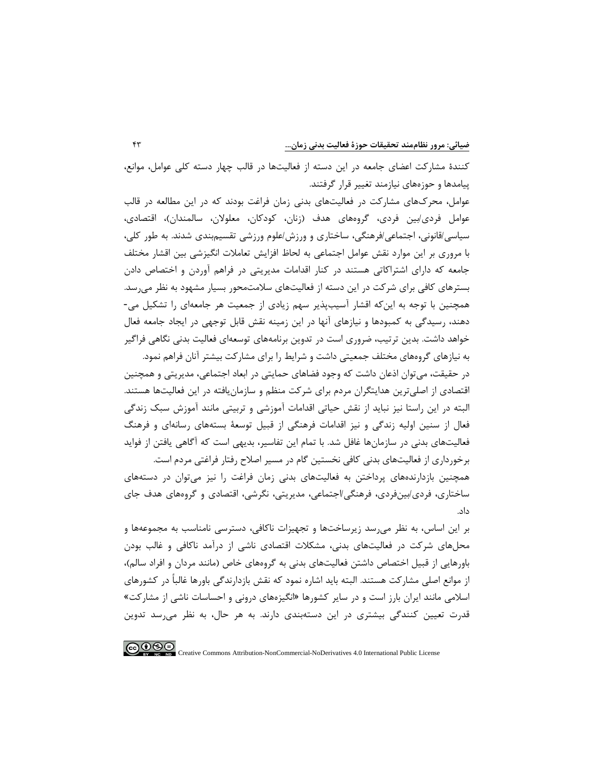کنندۀ مشارکت اعضای جامعه در این دسته از فعالیت‌ها در قالب چهار دسته کلی عوامل، موانع، پیامدها و حوزه‌های نیازمند تغییر قرار گرفتند.

عوامل، محرک‌های مشارکت در فعالیت‌های بدنی زمان فراغت بودند که در این مطالعه در قالب عوامل فردی/بین فردی، گروه‌های هدف (زنان، کودکان، معلولان، سالمندان)، اقتصادی، سیاسی/قانونی، اجتماعی/فرهنگی، ساختاری و ورزش/علوم ورزشی تقسیم‌بندی شدند. به طور کلی، با مروری بر این موارد نقش عوامل اجتماعی به لحاظ افزایش تعاملات انگیزشی بین اقشار مختلف جامعه که دارای اشتراکاتی هستند در کنار اقدامات مدیریتی در فراهم آوردن و اختصاص دادن بسترهای کافی برای شرکت در این دسته از فعالیت‌های سلامت‌محور بسیار مشهود به نظر می‌رسد. همچنین با توجه به این‌که اقشار آسیب‌پذیر سهم زیادی از جمعیت هر جامعه‌ای را تشکیل می‌دهند، رسیدگی به کمبودها و نیازهای آنها در این زمینه نقش قابل توجهی در ایجاد جامعه فعال خواهد داشت. بدین ترتیب، ضروری است در تدوین برنامه‌های توسعه‌ای فعالیت بدنی نگاهی فراگیر به نیازهای گروه‌های مختلف جمعیتی داشت و شرایط را برای مشارکت بیشتر آنان فراهم نمود.

در حقیقت، می‌توان اذعان داشت که وجود فضاهای حمایتی در ابعاد اجتماعی، مدیریتی و همچنین اقتصادی از اصلی‌ترین هدایتگران مردم برای شرکت منظم و سازمان‌یافته در این فعالیت‌ها هستند. البته در این راستا نیز نباید از نقش حیاتی اقدامات آموزشی و تربیتی مانند آموزش سبک زندگی فعال از سنین اولیه زندگی و نیز اقدامات فرهنگی از قبیل توسعۀ بسته‌های رسانه‌ای و فرهنگ فعالیت‌های بدنی در سازمان‌ها غافل شد. با تمام این تفاسیر، بدیهی است که آگاهی یافتن از فواید برخورداری از فعالیت‌های بدنی کافی نخستین گام در مسیر اصلاح رفتار فراغتی مردم است.

همچنین بازدارنده‌های پرداختن به فعالیت‌های بدنی زمان فراغت را نیز می‌توان در دسته‌های ساختاری، فردی/بین‌فردی، فرهنگی/اجتماعی، مدیریتی، نگرشی، اقتصادی و گروه‌های هدف جای داد.

بر این اساس، به نظر می‌رسد زیرساخت‌ها و تجهیزات ناکافی، دسترسی نامناسب به مجموعه‌ها و محل‌های شرکت در فعالیت‌های بدنی، مشکلات اقتصادی ناشی از درآمد ناکافی و غالب بودن باورهایی از قبیل اختصاص داشتن فعالیت‌های بدنی به گروه‌های خاص (مانند مردان و افراد سالم)، از موانع اصلی مشارکت هستند. البته باید اشاره نمود که نقش بازدارندگی باورها غالباً در کشورهای اسلامی مانند ایران بارز است و در سایر کشورها «انگیزه‌های درونی و احساسات ناشی از مشارکت» قدرت تعیین کنندگی بیشتری در این دسته‌بندی دارند. به هر حال، به نظر می‌رسد تدوین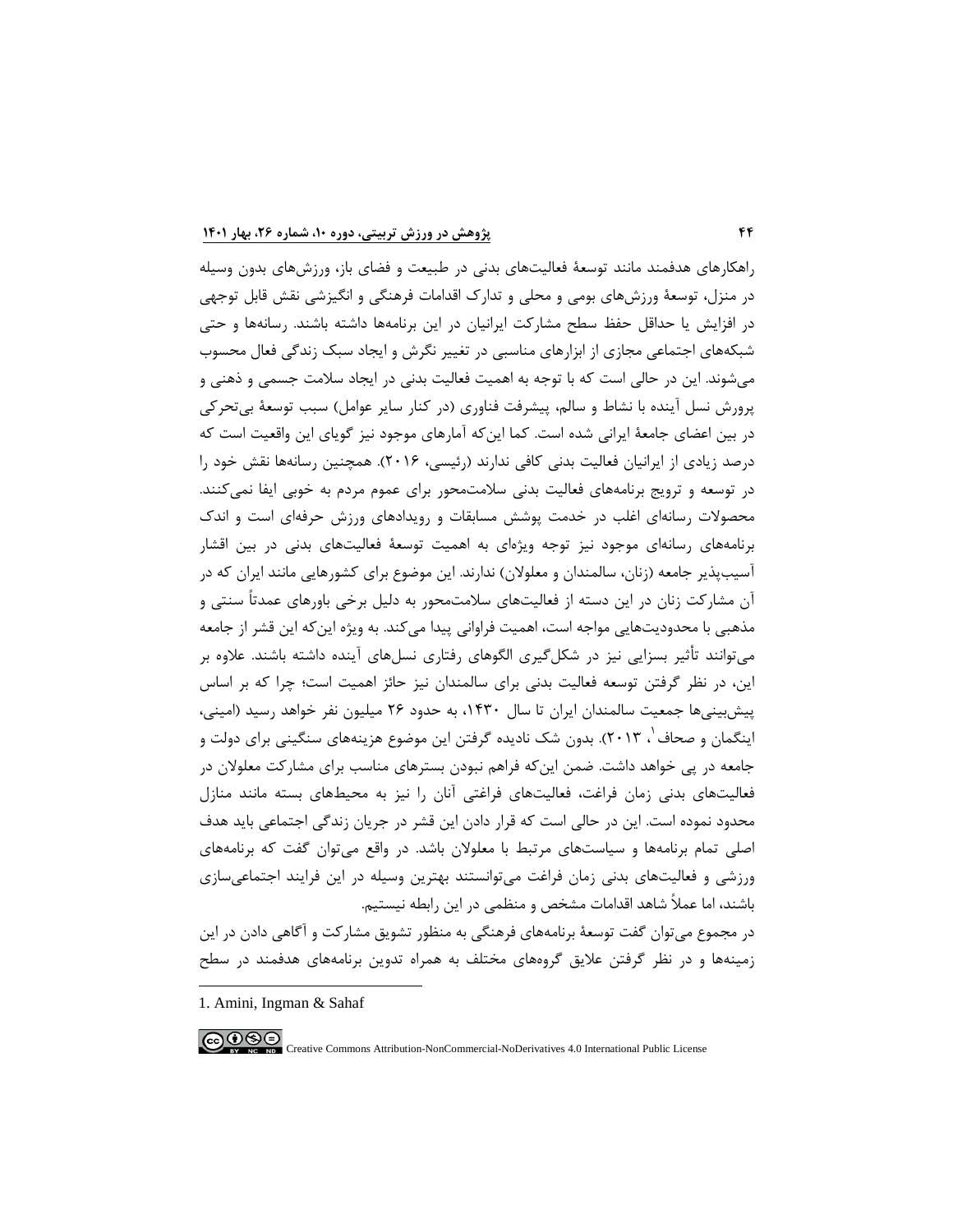راهکارهای هدفمند مانند توسعهٔ فعالیت‌های بدنی در طبیعت و فضای باز، ورزش‌های بدون وسیله در منزل، توسعهٔ ورزش‌های بومی و محلی و تدارک اقدامات فرهنگی و انگیزشی نقش قابل توجهی در افزایش یا حداقل حفظ سطح مشارکت ایرانیان در این برنامه‌ها داشته باشند. رسانه‌ها و حتی شبکه‌های اجتماعی مجازی از ابزارهای مناسبی در تغییر نگرش و ایجاد سبک زندگی فعال محسوب می‌شوند. این در حالی است که با توجه به اهمیت فعالیت بدنی در ایجاد سلامت جسمی و ذهنی و پرورش نسل آینده با نشاط و سالم، پیشرفت فناوری (در کنار سایر عوامل) سبب توسعهٔ بی‌تحرکی در بین اعضای جامعهٔ ایرانی شده است. کما این‌که آمارهای موجود نیز گویای این واقعیت است که درصد زیادی از ایرانیان فعالیت بدنی کافی ندارند (رئیسی، ۲۰۱۶). همچنین رسانه‌ها نقش خود را در توسعه و ترویج برنامه‌های فعالیت بدنی سلامت‌محور برای عموم مردم به خوبی ایفا نمی‌کنند. محصولات رسانه‌ای اغلب در خدمت پوشش مسابقات و رویدادهای ورزش حرفه‌ای است و اندک برنامه‌های رسانه‌ای موجود نیز توجه ویژه‌ای به اهمیت توسعهٔ فعالیت‌های بدنی در بین اقشار آسیب‌پذیر جامعه (زنان، سالمندان و معلولان) ندارند. این موضوع برای کشورهایی مانند ایران که در آن مشارکت زنان در این دسته از فعالیت‌های سلامت‌محور به دلیل برخی باورهای عمدتاً سنتی و مذهبی با محدودیت‌هایی مواجه است، اهمیت فراوانی پیدا می‌کند. به ویژه این‌که این قشر از جامعه می‌توانند تأثیر بسزایی نیز در شکل‌گیری الگوهای رفتاری نسل‌های آینده داشته باشند. علاوه بر این، در نظر گرفتن توسعه فعالیت بدنی برای سالمندان نیز حائز اهمیت است؛ چرا که بر اساس پیش‌بینی‌ها جمعیت سالمندان ایران تا سال ۱۴۳۰، به حدود ۲۶ میلیون نفر خواهد رسید (امینی، اینگمان و صحاف[1]، ۲۰۱۳). بدون شک نادیده گرفتن این موضوع هزینه‌های سنگینی برای دولت و جامعه در پی خواهد داشت. ضمن این‌که فراهم نبودن بسترهای مناسب برای مشارکت معلولان در فعالیت‌های بدنی زمان فراغت، فعالیت‌های فراغتی آنان را نیز به محیط‌های بسته مانند منازل محدود نموده است. این در حالی است که قرار دادن این قشر در جریان زندگی اجتماعی باید هدف اصلی تمام برنامه‌ها و سیاست‌های مرتبط با معلولان باشد. در واقع می‌توان گفت که برنامه‌های ورزشی و فعالیت‌های بدنی زمان فراغت می‌توانستند بهترین وسیله در این فرایند اجتماعی‌سازی باشند، اما عملاً شاهد اقدامات مشخص و منظمی در این رابطه نیستیم.

در مجموع می‌توان گفت توسعهٔ برنامه‌های فرهنگی به منظور تشویق مشارکت و آگاهی دادن در این زمینه‌ها و در نظر گرفتن علایق گروه‌های مختلف به همراه تدوین برنامه‌های هدفمند در سطح

---

1. Amini, Ingman & Sahaf

Creative Commons Attribution-NonCommercial-NoDerivatives 4.0 International Public License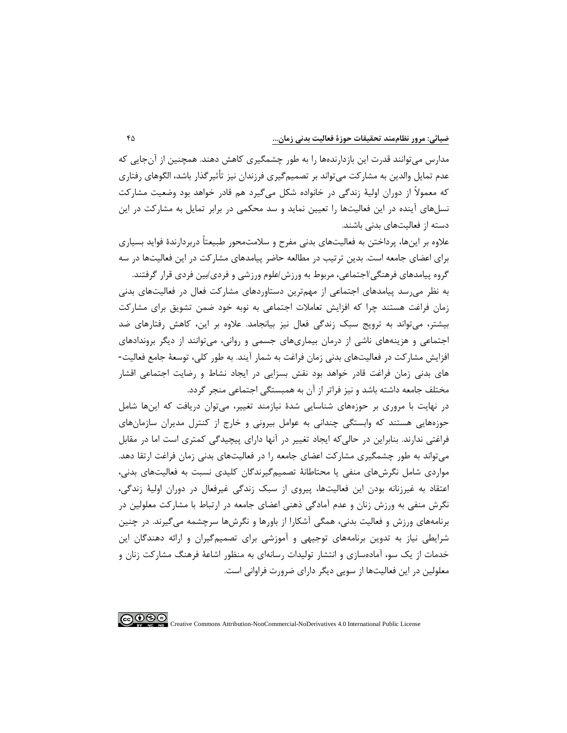مدارس می‌توانند قدرت این بازدارنده‌ها را به طور چشمگیری کاهش دهند. همچنین از آن‌جایی که عدم تمایل والدین به مشارکت می‌تواند بر تصمیم‌گیری فرزندان نیز تأثیرگذار باشد، الگوهای رفتاری که معمولاً از دوران اولیهٔ زندگی در خانواده شکل می‌گیرد هم قادر خواهد بود وضعیت مشارکت نسل‌های آینده در این فعالیت‌ها را تعیین نماید و سد محکمی در برابر تمایل به مشارکت در این دسته از فعالیت‌های بدنی باشند.

علاوه بر این‌ها، پرداختن به فعالیت‌های بدنی مفرح و سلامت‌محور طبیعتاً دربردارندهٔ فواید بسیاری برای اعضای جامعه است. بدین ترتیب در مطالعه حاضر پیامدهای مشارکت در این فعالیت‌ها در سه گروه پیامدهای فرهنگی/اجتماعی، مربوط به ورزش/علوم ورزشی و فردی/بین فردی قرار گرفتند.

به نظر می‌رسد پیامدهای اجتماعی از مهم‌ترین دستاوردهای مشارکت فعال در فعالیت‌های بدنی زمان فراغت هستند چرا که افزایش تعاملات اجتماعی به نوبه خود ضمن تشویق برای مشارکت بیشتر، می‌تواند به ترویج سبک زندگی فعال نیز بیانجامد. علاوه بر این، کاهش رفتارهای ضد اجتماعی و هزینه‌های ناشی از درمان بیماری‌های جسمی و روانی، می‌توانند از دیگر بروندادهای افزایش مشارکت در فعالیت‌های بدنی زمان فراغت به شمار آیند. به طور کلی، توسعهٔ جامع فعالیت‌های بدنی زمان فراغت قادر خواهد بود نقش بسزایی در ایجاد نشاط و رضایت اجتماعی اقشار مختلف جامعه داشته باشد و نیز فراتر از آن به همبستگی اجتماعی منجر گردد.

در نهایت با مروری بر حوزه‌های شناسایی شدهٔ نیازمند تغییر، می‌توان دریافت که این‌ها شامل حوزه‌هایی هستند که وابستگی چندانی به عوامل بیرونی و خارج از کنترل مدیران سازمان‌های فراغتی ندارند. بنابراین در حالی‌که ایجاد تغییر در آنها دارای پیچیدگی کمتری است اما در مقابل می‌تواند به طور چشمگیری مشارکت اعضای جامعه را در فعالیت‌های بدنی زمان فراغت ارتقا دهد. مواردی شامل نگرش‌های منفی یا محتاطانهٔ تصمیم‌گیرندگان کلیدی نسبت به فعالیت‌های بدنی، اعتقاد به غیرزنانه بودن این فعالیت‌ها، پیروی از سبک زندگی غیرفعال در دوران اولیهٔ زندگی، نگرش منفی به ورزش زنان و عدم آمادگی ذهنی اعضای جامعه در ارتباط با مشارکت معلولین در برنامه‌های ورزش و فعالیت بدنی، همگی آشکارا از باورها و نگرش‌ها سرچشمه می‌گیرند. در چنین شرایطی نیاز به تدوین برنامه‌های توجیهی و آموزشی برای تصمیم‌گیران و ارائه دهندگان این خدمات از یک سو، آماده‌سازی و انتشار تولیدات رسانه‌ای به منظور اشاعهٔ فرهنگ مشارکت زنان و معلولین در این فعالیت‌ها از سویی دیگر دارای ضرورت فراوانی است.

Creative Commons Attribution-NonCommercial-NoDerivatives 4.0 International Public License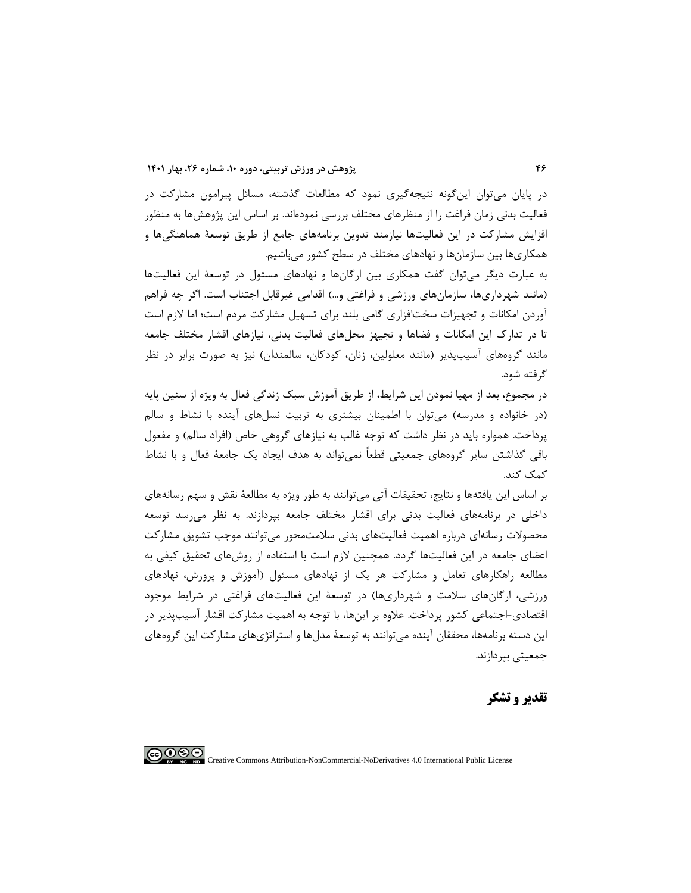در پایان می‌توان این‌گونه نتیجه‌گیری نمود که مطالعات گذشته، مسائل پیرامون مشارکت در فعالیت بدنی زمان فراغت را از منظرهای مختلف بررسی نموده‌اند. بر اساس این پژوهش‌ها به منظور افزایش مشارکت در این فعالیت‌ها نیازمند تدوین برنامه‌های جامع از طریق توسعهٔ هماهنگی‌ها و همکاری‌ها بین سازمان‌ها و نهادهای مختلف در سطح کشور می‌باشیم.

به عبارت دیگر می‌توان گفت همکاری بین ارگان‌ها و نهادهای مسئول در توسعهٔ این فعالیت‌ها (مانند شهرداری‌ها، سازمان‌های ورزشی و فراغتی و...) اقدامی غیرقابل اجتناب است. اگر چه فراهم آوردن امکانات و تجهیزات سخت‌افزاری گامی بلند برای تسهیل مشارکت مردم است؛ اما لازم است تا در تدارک این امکانات و فضاها و تجهیز محل‌های فعالیت بدنی، نیازهای اقشار مختلف جامعه مانند گروه‌های آسیب‌پذیر (مانند معلولین، زنان، کودکان، سالمندان) نیز به صورت برابر در نظر گرفته شود.

در مجموع، بعد از مهیا نمودن این شرایط، از طریق آموزش سبک زندگی فعال به ویژه از سنین پایه (در خانواده و مدرسه) می‌توان با اطمینان بیشتری به تربیت نسل‌های آینده با نشاط و سالم پرداخت. همواره باید در نظر داشت که توجه غالب به نیازهای گروهی خاص (افراد سالم) و مغفول باقی گذاشتن سایر گروه‌های جمعیتی قطعاً نمی‌تواند به هدف ایجاد یک جامعهٔ فعال و با نشاط کمک کند.

بر اساس این یافته‌ها و نتایج، تحقیقات آتی می‌توانند به طور ویژه به مطالعهٔ نقش و سهم رسانه‌های داخلی در برنامه‌های فعالیت بدنی برای اقشار مختلف جامعه بپردازند. به نظر می‌رسد توسعه محصولات رسانه‌ای درباره اهمیت فعالیت‌های بدنی سلامت‌محور می‌توانند موجب تشویق مشارکت اعضای جامعه در این فعالیت‌ها گردد. همچنین لازم است با استفاده از روش‌های تحقیق کیفی به مطالعه راهکارهای تعامل و مشارکت هر یک از نهادهای مسئول (آموزش و پرورش، نهادهای ورزشی، ارگان‌های سلامت و شهرداری‌ها) در توسعهٔ این فعالیت‌های فراغتی در شرایط موجود اقتصادی-اجتماعی کشور پرداخت. علاوه بر این‌ها، با توجه به اهمیت مشارکت اقشار آسیب‌پذیر در این دسته برنامه‌ها، محققان آینده می‌توانند به توسعهٔ مدل‌ها و استراتژی‌های مشارکت این گروه‌های جمعیتی بپردازند.

## تقدیر و تشکر

Creative Commons Attribution-NonCommercial-NoDerivatives 4.0 International Public License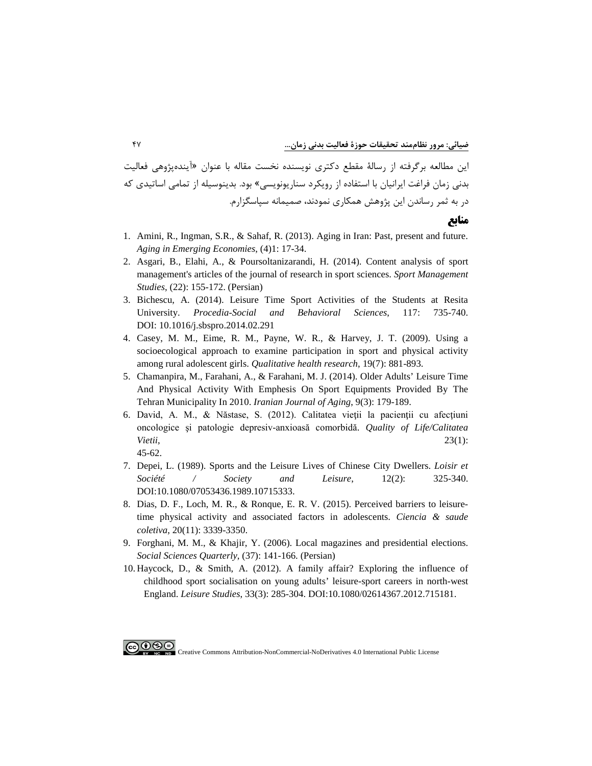این مطالعه برگرفته از رسالۀ مقطع دکتری نویسنده نخست مقاله با عنوان «آینده‌پژوهی فعالیت بدنی زمان فراغت ایرانیان با استفاده از رویکرد سناریونویسی» بود. بدینوسیله از تمامی اساتیدی که در به ثمر رساندن این پژوهش همکاری نمودند، صمیمانه سپاسگزارم.

## منابع

1. Amini, R., Ingman, S.R., & Sahaf, R. (2013). Aging in Iran: Past, present and future. *Aging in Emerging Economies*, (4)1: 17-34.
2. Asgari, B., Elahi, A., & Poursoltanizarandi, H. (2014). Content analysis of sport management's articles of the journal of research in sport sciences. *Sport Management Studies*, (22): 155-172. (Persian)
3. Bichescu, A. (2014). Leisure Time Sport Activities of the Students at Resita University. *Procedia-Social and Behavioral Sciences*, 117: 735-740. DOI: 10.1016/j.sbspro.2014.02.291
4. Casey, M. M., Eime, R. M., Payne, W. R., & Harvey, J. T. (2009). Using a socioecological approach to examine participation in sport and physical activity among rural adolescent girls. *Qualitative health research*, 19(7): 881-893.
5. Chamanpira, M., Farahani, A., & Farahani, M. J. (2014). Older Adults' Leisure Time And Physical Activity With Emphesis On Sport Equipments Provided By The Tehran Municipality In 2010. *Iranian Journal of Aging*, 9(3): 179-189.
6. David, A. M., & Năstase, S. (2012). Calitatea vieţii la pacienţii cu afecţiuni oncologice şi patologie depresiv-anxioasă comorbidă. *Quality of Life/Calitatea Vietii*, 23(1): 45-62.
7. Depei, L. (1989). Sports and the Leisure Lives of Chinese City Dwellers. *Loisir et Société / Society and Leisure*, 12(2): 325-340. DOI:10.1080/07053436.1989.10715333.
8. Dias, D. F., Loch, M. R., & Ronque, E. R. V. (2015). Perceived barriers to leisure-time physical activity and associated factors in adolescents. *Ciencia & saude coletiva*, 20(11): 3339-3350.
9. Forghani, M. M., & Khajir, Y. (2006). Local magazines and presidential elections. *Social Sciences Quarterly*, (37): 141-166. (Persian)
10. Haycock, D., & Smith, A. (2012). A family affair? Exploring the influence of childhood sport socialisation on young adults' leisure-sport careers in north-west England. *Leisure Studies*, 33(3): 285-304. DOI:10.1080/02614367.2012.715181.

Creative Commons Attribution-NonCommercial-NoDerivatives 4.0 International Public License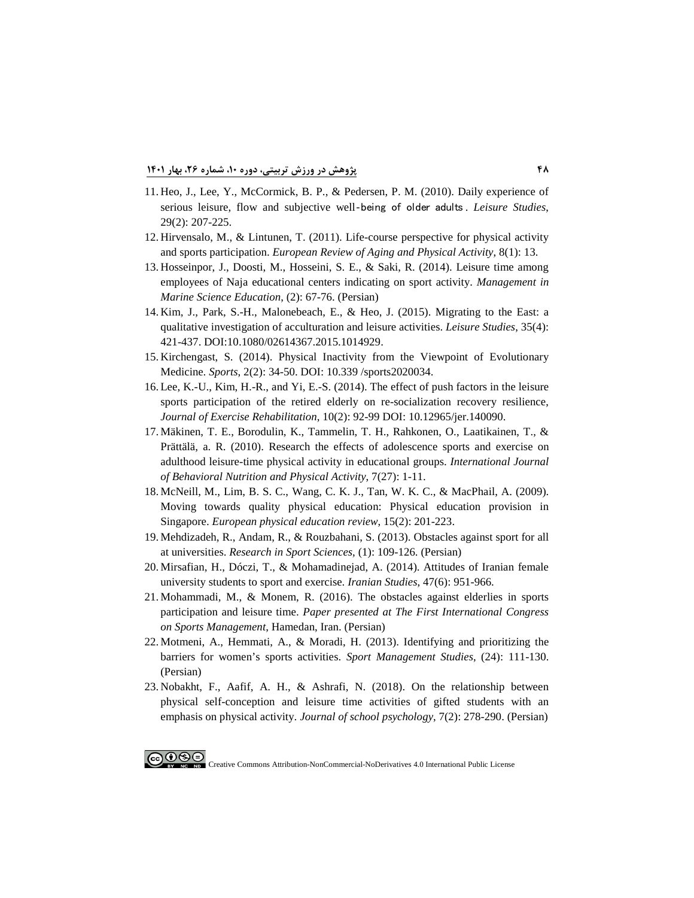11. Heo, J., Lee, Y., McCormick, B. P., & Pedersen, P. M. (2010). Daily experience of serious leisure, flow and subjective well-being of older adults. *Leisure Studies*, 29(2): 207-225.
12. Hirvensalo, M., & Lintunen, T. (2011). Life-course perspective for physical activity and sports participation. *European Review of Aging and Physical Activity*, 8(1): 13.
13. Hosseinpor, J., Doosti, M., Hosseini, S. E., & Saki, R. (2014). Leisure time among employees of Naja educational centers indicating on sport activity. *Management in Marine Science Education*, (2): 67-76. (Persian)
14. Kim, J., Park, S.-H., Malonebeach, E., & Heo, J. (2015). Migrating to the East: a qualitative investigation of acculturation and leisure activities. *Leisure Studies*, 35(4): 421-437. DOI:10.1080/02614367.2015.1014929.
15. Kirchengast, S. (2014). Physical Inactivity from the Viewpoint of Evolutionary Medicine. *Sports*, 2(2): 34-50. DOI: 10.339 /sports2020034.
16. Lee, K.-U., Kim, H.-R., and Yi, E.-S. (2014). The effect of push factors in the leisure sports participation of the retired elderly on re-socialization recovery resilience, *Journal of Exercise Rehabilitation*, 10(2): 92-99 DOI: 10.12965/jer.140090.
17. Mäkinen, T. E., Borodulin, K., Tammelin, T. H., Rahkonen, O., Laatikainen, T., & Prättälä, a. R. (2010). Research the effects of adolescence sports and exercise on adulthood leisure-time physical activity in educational groups. *International Journal of Behavioral Nutrition and Physical Activity*, 7(27): 1-11.
18. McNeill, M., Lim, B. S. C., Wang, C. K. J., Tan, W. K. C., & MacPhail, A. (2009). Moving towards quality physical education: Physical education provision in Singapore. *European physical education review*, 15(2): 201-223.
19. Mehdizadeh, R., Andam, R., & Rouzbahani, S. (2013). Obstacles against sport for all at universities. *Research in Sport Sciences*, (1): 109-126. (Persian)
20. Mirsafian, H., Dóczi, T., & Mohamadinejad, A. (2014). Attitudes of Iranian female university students to sport and exercise. *Iranian Studies*, 47(6): 951-966.
21. Mohammadi, M., & Monem, R. (2016). The obstacles against elderlies in sports participation and leisure time. *Paper presented at The First International Congress on Sports Management*, Hamedan, Iran. (Persian)
22. Motmeni, A., Hemmati, A., & Moradi, H. (2013). Identifying and prioritizing the barriers for women's sports activities. *Sport Management Studies*, (24): 111-130. (Persian)
23. Nobakht, F., Aafif, A. H., & Ashrafi, N. (2018). On the relationship between physical self-conception and leisure time activities of gifted students with an emphasis on physical activity. *Journal of school psychology*, 7(2): 278-290. (Persian)

Creative Commons Attribution-NonCommercial-NoDerivatives 4.0 International Public License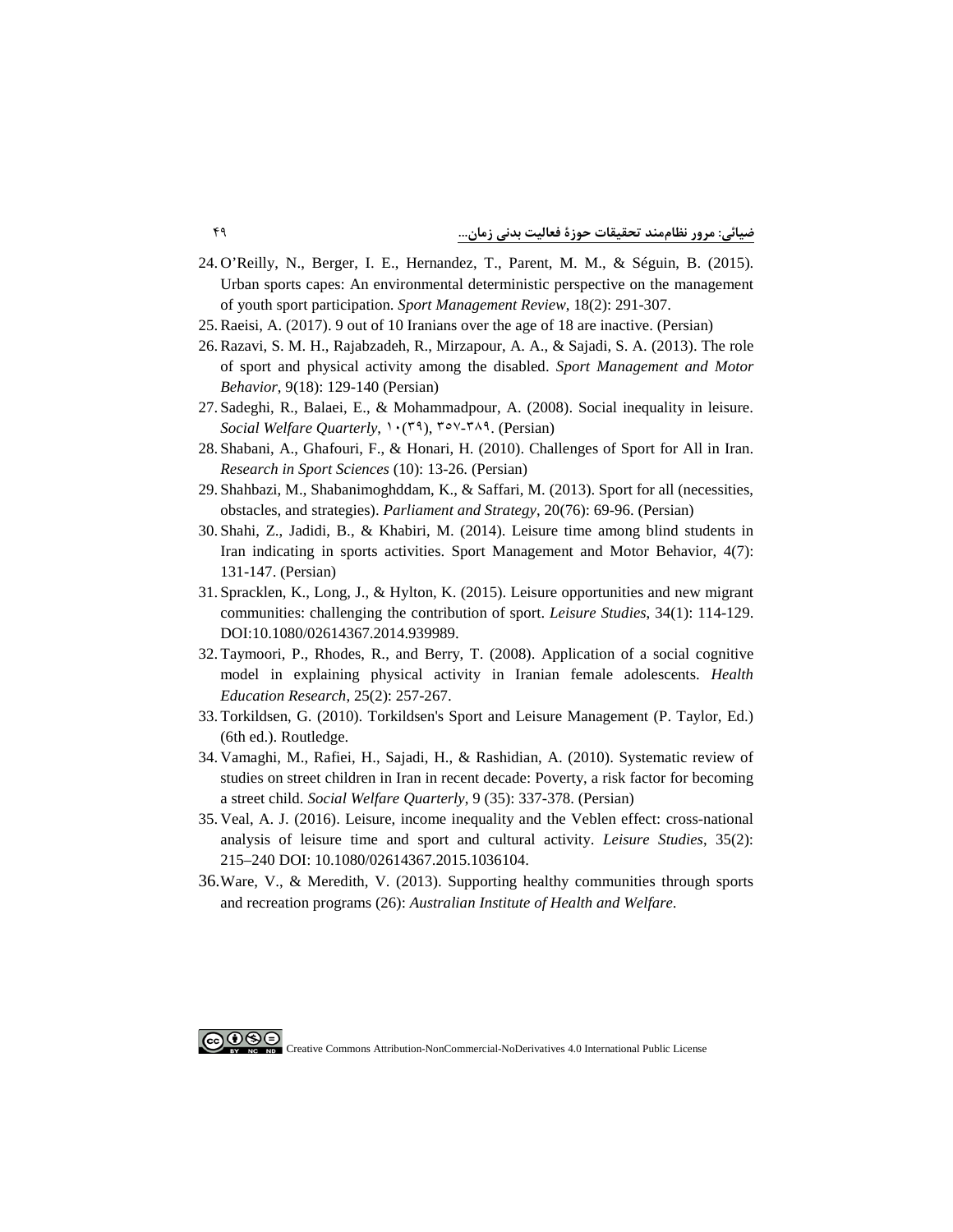24. O’Reilly, N., Berger, I. E., Hernandez, T., Parent, M. M., & Séguin, B. (2015). Urban sports capes: An environmental deterministic perspective on the management of youth sport participation. *Sport Management Review*, 18(2): 291-307.
25. Raeisi, A. (2017). 9 out of 10 Iranians over the age of 18 are inactive. (Persian)
26. Razavi, S. M. H., Rajabzadeh, R., Mirzapour, A. A., & Sajadi, S. A. (2013). The role of sport and physical activity among the disabled. *Sport Management and Motor Behavior*, 9(18): 129-140 (Persian)
27. Sadeghi, R., Balaei, E., & Mohammadpour, A. (2008). Social inequality in leisure. *Social Welfare Quarterly*, ۱۰(۳۹), ۳۵۷-۳۸۹. (Persian)
28. Shabani, A., Ghafouri, F., & Honari, H. (2010). Challenges of Sport for All in Iran. *Research in Sport Sciences* (10): 13-26. (Persian)
29. Shahbazi, M., Shabanimoghddam, K., & Saffari, M. (2013). Sport for all (necessities, obstacles, and strategies). *Parliament and Strategy*, 20(76): 69-96. (Persian)
30. Shahi, Z., Jadidi, B., & Khabiri, M. (2014). Leisure time among blind students in Iran indicating in sports activities. Sport Management and Motor Behavior, 4(7): 131-147. (Persian)
31. Spracklen, K., Long, J., & Hylton, K. (2015). Leisure opportunities and new migrant communities: challenging the contribution of sport. *Leisure Studies*, 34(1): 114-129. DOI:10.1080/02614367.2014.939989.
32. Taymoori, P., Rhodes, R., and Berry, T. (2008). Application of a social cognitive model in explaining physical activity in Iranian female adolescents. *Health Education Research*, 25(2): 257-267.
33. Torkildsen, G. (2010). Torkildsen's Sport and Leisure Management (P. Taylor, Ed.) (6th ed.). Routledge.
34. Vamaghi, M., Rafiei, H., Sajadi, H., & Rashidian, A. (2010). Systematic review of studies on street children in Iran in recent decade: Poverty, a risk factor for becoming a street child. *Social Welfare Quarterly*, 9 (35): 337-378. (Persian)
35. Veal, A. J. (2016). Leisure, income inequality and the Veblen effect: cross-national analysis of leisure time and sport and cultural activity. *Leisure Studies*, 35(2): 215–240 DOI: 10.1080/02614367.2015.1036104.
36. Ware, V., & Meredith, V. (2013). Supporting healthy communities through sports and recreation programs (26): *Australian Institute of Health and Welfare*.

Creative Commons Attribution-NonCommercial-NoDerivatives 4.0 International Public License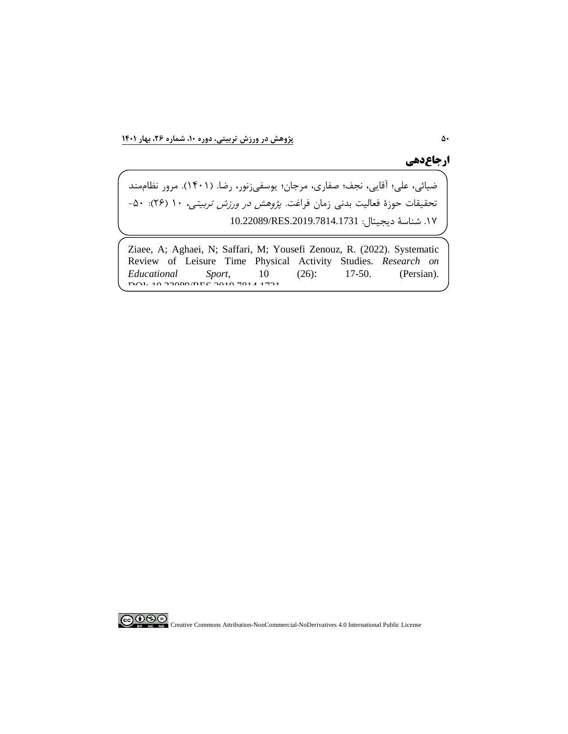## ارجاع‌دهی

ضیائی، علی؛ آقایی، نجف؛ صفاری، مرجان؛ یوسفی‌زنور، رضا. (۱۴۰۱). مرور نظام‌مند تحقیقات حوزهٔ فعالیت بدنی زمان فراغت. *پژوهش در ورزش تربیتی*، ۱۰ (۲۶): ۵۰-۱۷. شناسهٔ دیجیتال: 10.22089/RES.2019.7814.1731

Ziaee, A; Aghaei, N; Saffari, M; Yousefi Zenouz, R. (2022). Systematic Review of Leisure Time Physical Activity Studies. *Research on Educational Sport*, 10 (26): 17-50. (Persian). DOI: 10.22089/RES.2019.7814.1731

Creative Commons Attribution-NonCommercial-NoDerivatives 4.0 International Public License